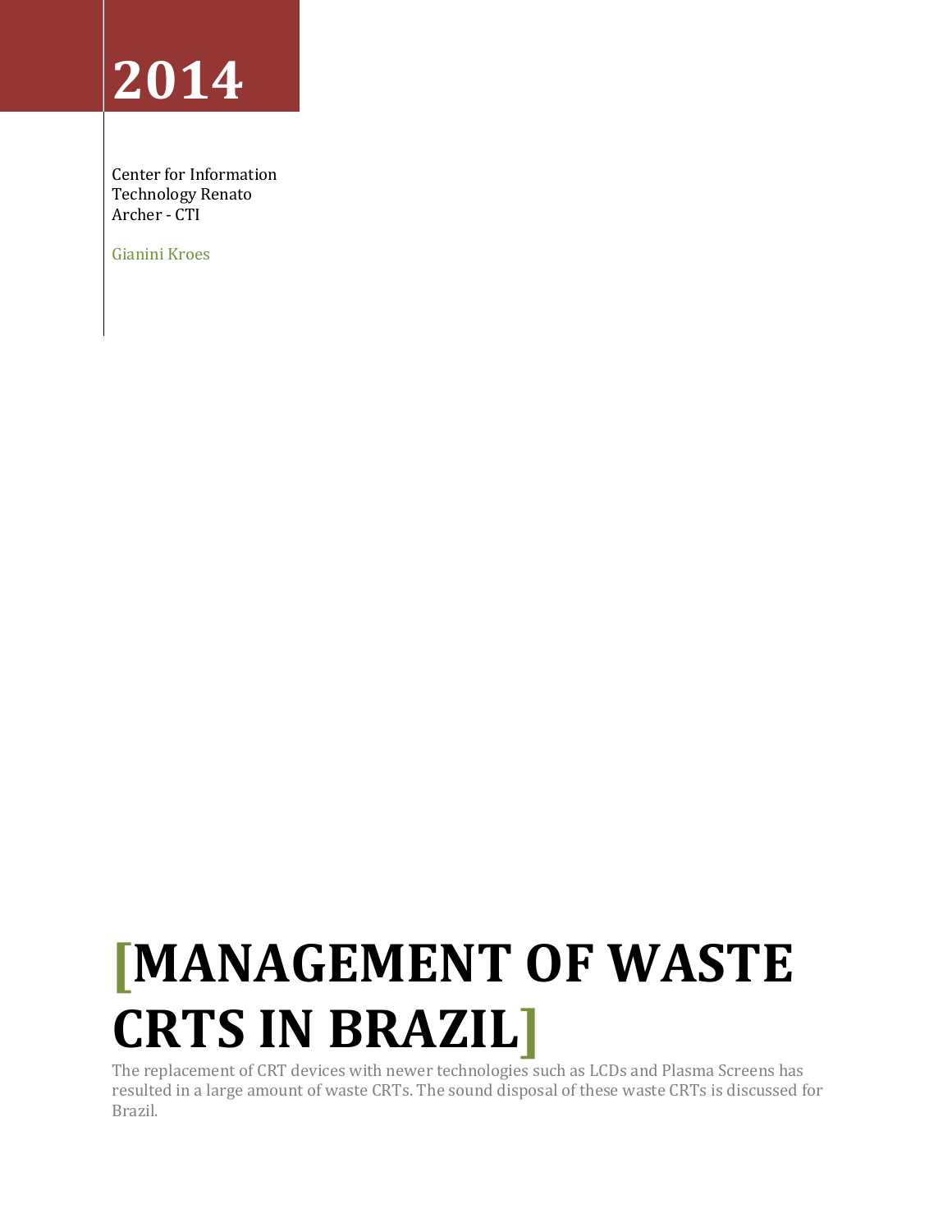**2014**

Center for Information Technology Renato Archer - CTI

Gianini Kroes

# [MANAGEMENT OF WASTE CRTS IN BRAZIL]

The replacement of CRT devices with newer technologies such as LCDs and Plasma Screens has resulted in a large amount of waste CRTs. The sound disposal of these waste CRTs is discussed for Brazil.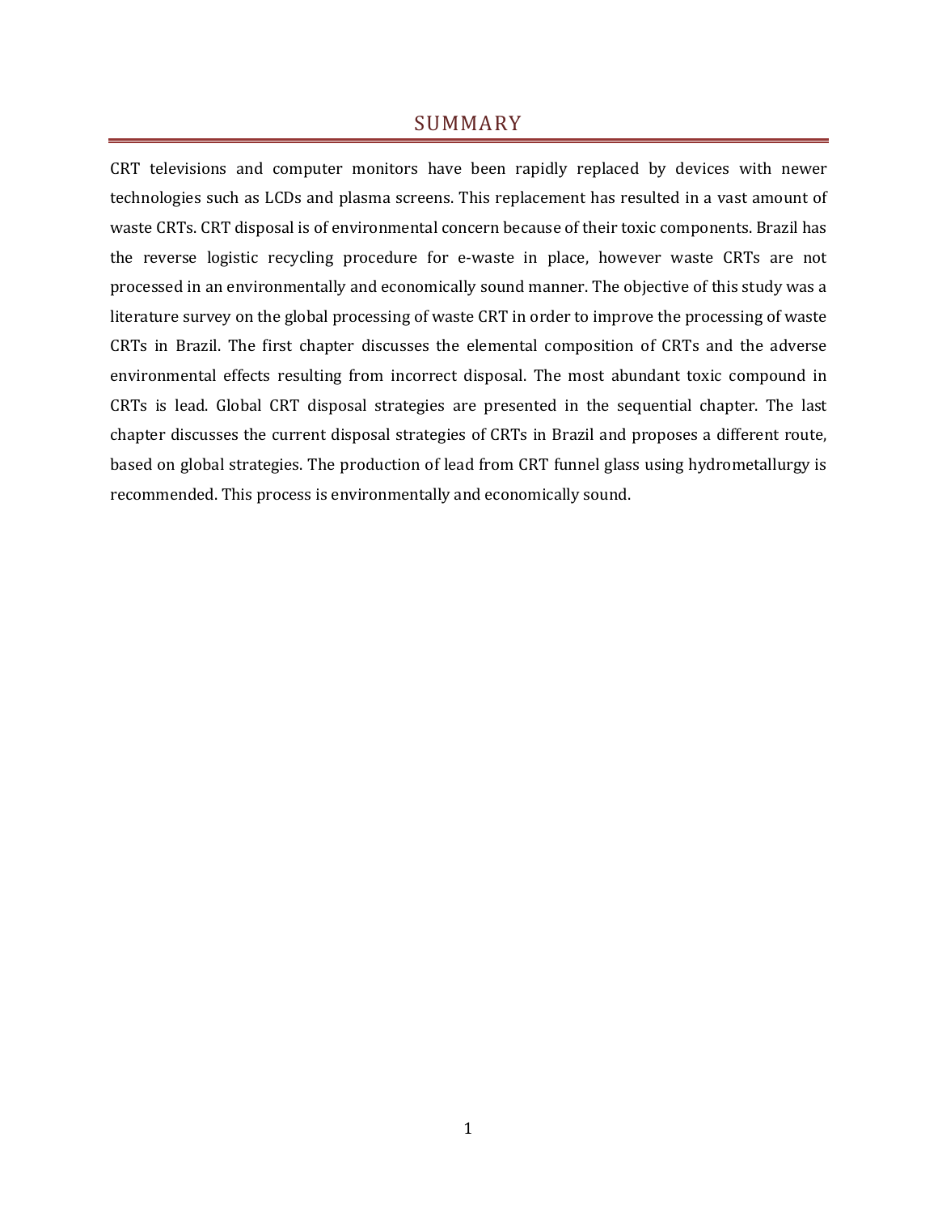# SUMMARY

CRT televisions and computer monitors have been rapidly replaced by devices with newer technologies such as LCDs and plasma screens. This replacement has resulted in a vast amount of waste CRTs. CRT disposal is of environmental concern because of their toxic components. Brazil has the reverse logistic recycling procedure for e-waste in place, however waste CRTs are not processed in an environmentally and economically sound manner. The objective of this study was a literature survey on the global processing of waste CRT in order to improve the processing of waste CRTs in Brazil. The first chapter discusses the elemental composition of CRTs and the adverse environmental effects resulting from incorrect disposal. The most abundant toxic compound in CRTs is lead. Global CRT disposal strategies are presented in the sequential chapter. The last chapter discusses the current disposal strategies of CRTs in Brazil and proposes a different route, based on global strategies. The production of lead from CRT funnel glass using hydrometallurgy is recommended. This process is environmentally and economically sound.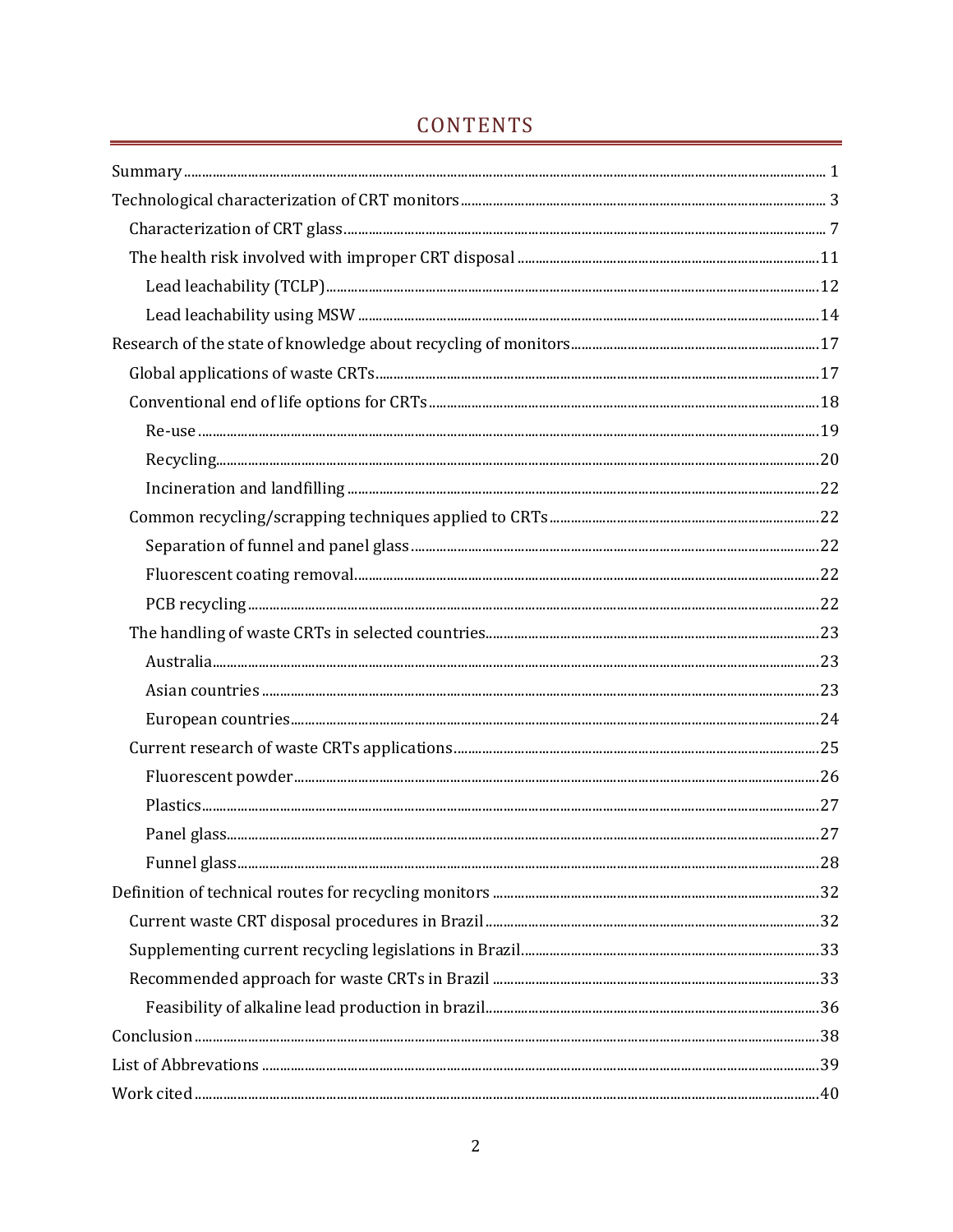# CONTENTS

- Summary ... 1
- Technological characterization of CRT monitors ... 3
  - Characterization of CRT glass ... 7
  - The health risk involved with improper CRT disposal ... 11
    - Lead leachability (TCLP) ... 12
    - Lead leachability using MSW ... 14
- Research of the state of knowledge about recycling of monitors ... 17
  - Global applications of waste CRTs ... 17
  - Conventional end of life options for CRTs ... 18
    - Re-use ... 19
    - Recycling ... 20
    - Incineration and landfilling ... 22
  - Common recycling/scrapping techniques applied to CRTs ... 22
    - Separation of funnel and panel glass ... 22
    - Fluorescent coating removal ... 22
    - PCB recycling ... 22
  - The handling of waste CRTs in selected countries ... 23
    - Australia ... 23
    - Asian countries ... 23
    - European countries ... 24
  - Current research of waste CRTs applications ... 25
    - Fluorescent powder ... 26
    - Plastics ... 27
    - Panel glass ... 27
    - Funnel glass ... 28
- Definition of technical routes for recycling monitors ... 32
  - Current waste CRT disposal procedures in Brazil ... 32
  - Supplementing current recycling legislations in Brazil ... 33
  - Recommended approach for waste CRTs in Brazil ... 33
    - Feasibility of alkaline lead production in brazil ... 36
- Conclusion ... 38
- List of Abbrevations ... 39
- Work cited ... 40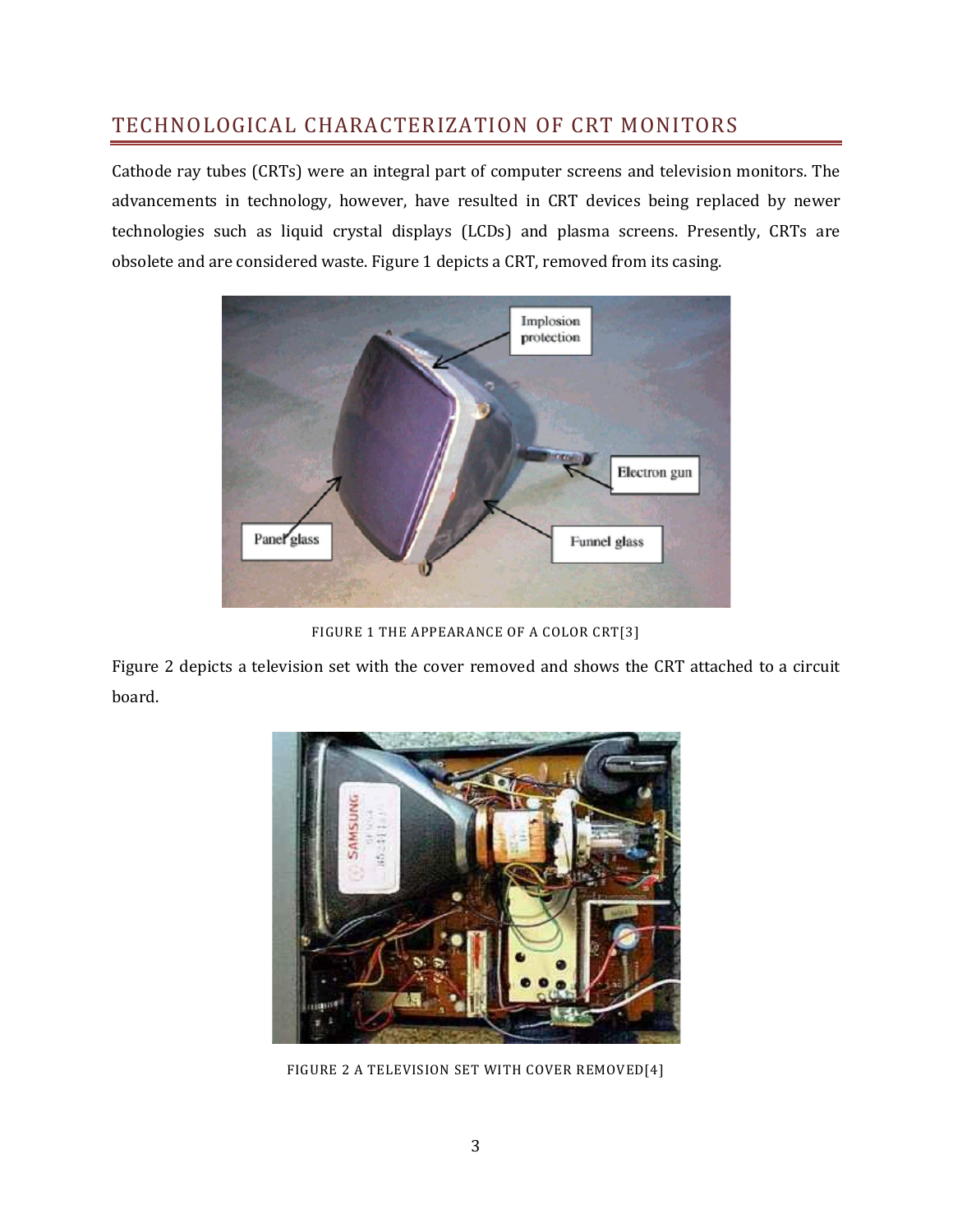## TECHNOLOGICAL CHARACTERIZATION OF CRT MONITORS

Cathode ray tubes (CRTs) were an integral part of computer screens and television monitors. The advancements in technology, however, have resulted in CRT devices being replaced by newer technologies such as liquid crystal displays (LCDs) and plasma screens. Presently, CRTs are obsolete and are considered waste. Figure 1 depicts a CRT, removed from its casing.

FIGURE 1 THE APPEARANCE OF A COLOR CRT[3]

Figure 2 depicts a television set with the cover removed and shows the CRT attached to a circuit board.

FIGURE 2 A TELEVISION SET WITH COVER REMOVED[4]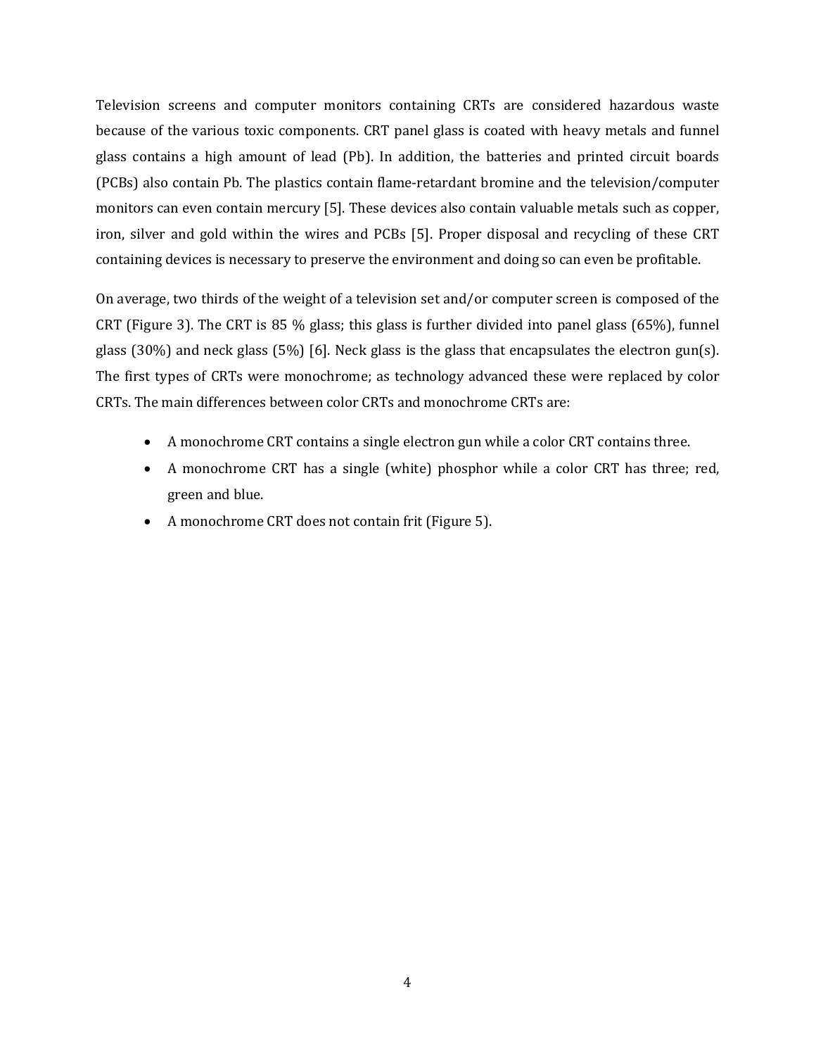Television screens and computer monitors containing CRTs are considered hazardous waste because of the various toxic components. CRT panel glass is coated with heavy metals and funnel glass contains a high amount of lead (Pb). In addition, the batteries and printed circuit boards (PCBs) also contain Pb. The plastics contain flame-retardant bromine and the television/computer monitors can even contain mercury [5]. These devices also contain valuable metals such as copper, iron, silver and gold within the wires and PCBs [5]. Proper disposal and recycling of these CRT containing devices is necessary to preserve the environment and doing so can even be profitable.

On average, two thirds of the weight of a television set and/or computer screen is composed of the CRT (Figure 3). The CRT is 85 % glass; this glass is further divided into panel glass (65%), funnel glass (30%) and neck glass (5%) [6]. Neck glass is the glass that encapsulates the electron gun(s). The first types of CRTs were monochrome; as technology advanced these were replaced by color CRTs. The main differences between color CRTs and monochrome CRTs are:

- A monochrome CRT contains a single electron gun while a color CRT contains three.
- A monochrome CRT has a single (white) phosphor while a color CRT has three; red, green and blue.
- A monochrome CRT does not contain frit (Figure 5).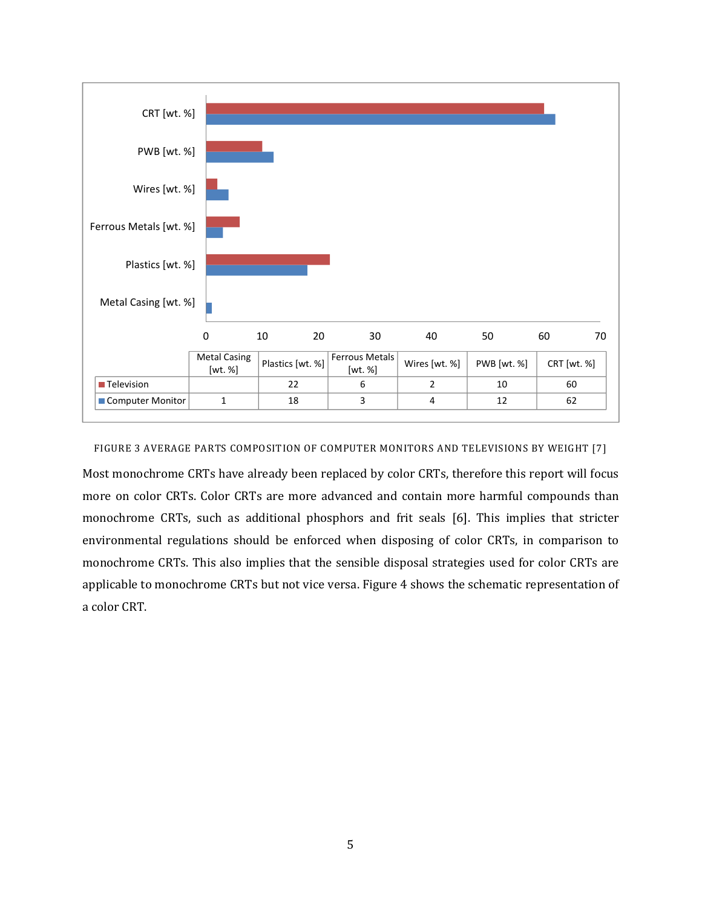| | Metal Casing [wt. %] | Plastics [wt. %] | Ferrous Metals [wt. %] | Wires [wt. %] | PWB [wt. %] | CRT [wt. %] |
|---|---|---|---|---|---|---|
| Television | | 22 | 6 | 2 | 10 | 60 |
| Computer Monitor | 1 | 18 | 3 | 4 | 12 | 62 |

FIGURE 3 AVERAGE PARTS COMPOSITION OF COMPUTER MONITORS AND TELEVISIONS BY WEIGHT [7]

Most monochrome CRTs have already been replaced by color CRTs, therefore this report will focus more on color CRTs. Color CRTs are more advanced and contain more harmful compounds than monochrome CRTs, such as additional phosphors and frit seals [6]. This implies that stricter environmental regulations should be enforced when disposing of color CRTs, in comparison to monochrome CRTs. This also implies that the sensible disposal strategies used for color CRTs are applicable to monochrome CRTs but not vice versa. Figure 4 shows the schematic representation of a color CRT.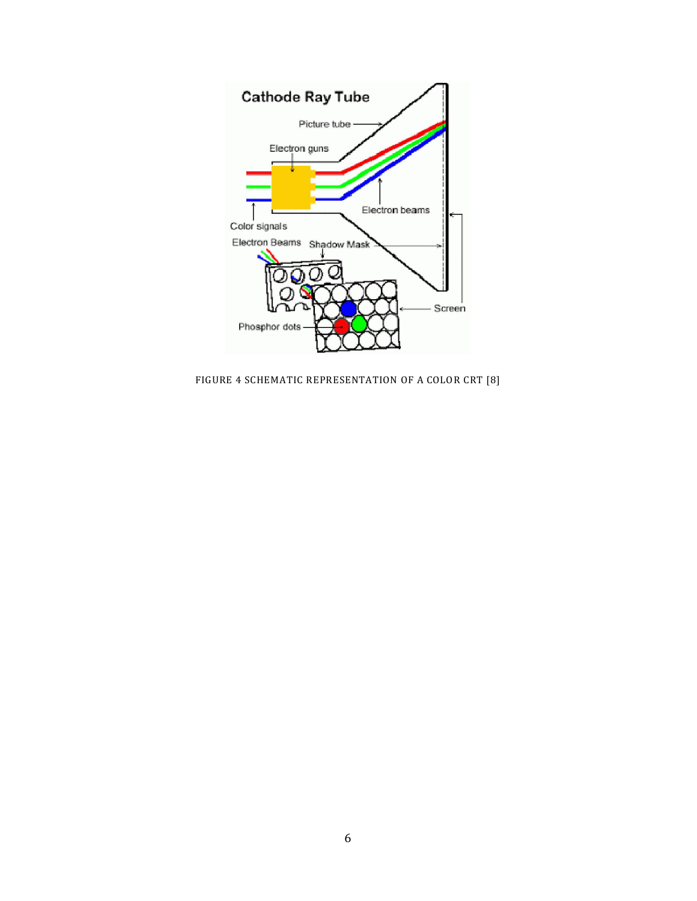FIGURE 4 SCHEMATIC REPRESENTATION OF A COLOR CRT [8]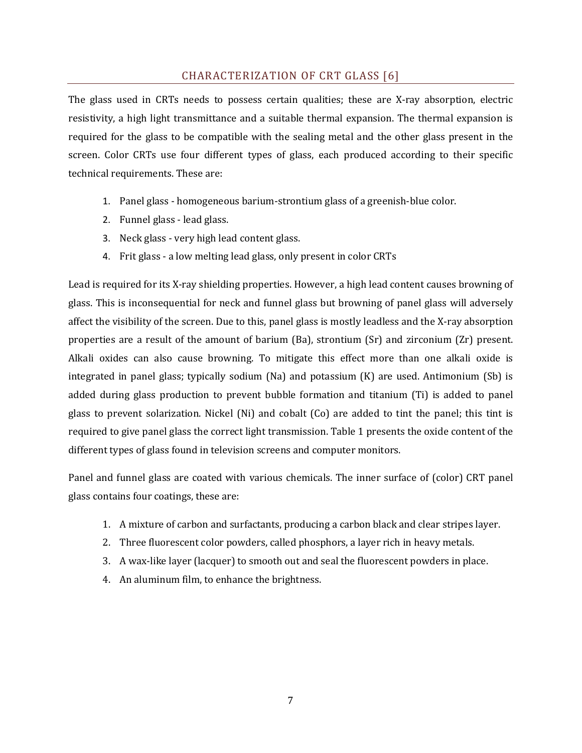## CHARACTERIZATION OF CRT GLASS [6]

The glass used in CRTs needs to possess certain qualities; these are X-ray absorption, electric resistivity, a high light transmittance and a suitable thermal expansion. The thermal expansion is required for the glass to be compatible with the sealing metal and the other glass present in the screen. Color CRTs use four different types of glass, each produced according to their specific technical requirements. These are:

1. Panel glass - homogeneous barium-strontium glass of a greenish-blue color.
2. Funnel glass - lead glass.
3. Neck glass - very high lead content glass.
4. Frit glass - a low melting lead glass, only present in color CRTs

Lead is required for its X-ray shielding properties. However, a high lead content causes browning of glass. This is inconsequential for neck and funnel glass but browning of panel glass will adversely affect the visibility of the screen. Due to this, panel glass is mostly leadless and the X-ray absorption properties are a result of the amount of barium (Ba), strontium (Sr) and zirconium (Zr) present. Alkali oxides can also cause browning. To mitigate this effect more than one alkali oxide is integrated in panel glass; typically sodium (Na) and potassium (K) are used. Antimonium (Sb) is added during glass production to prevent bubble formation and titanium (Ti) is added to panel glass to prevent solarization. Nickel (Ni) and cobalt (Co) are added to tint the panel; this tint is required to give panel glass the correct light transmission. Table 1 presents the oxide content of the different types of glass found in television screens and computer monitors.

Panel and funnel glass are coated with various chemicals. The inner surface of (color) CRT panel glass contains four coatings, these are:

1. A mixture of carbon and surfactants, producing a carbon black and clear stripes layer.
2. Three fluorescent color powders, called phosphors, a layer rich in heavy metals.
3. A wax-like layer (lacquer) to smooth out and seal the fluorescent powders in place.
4. An aluminum film, to enhance the brightness.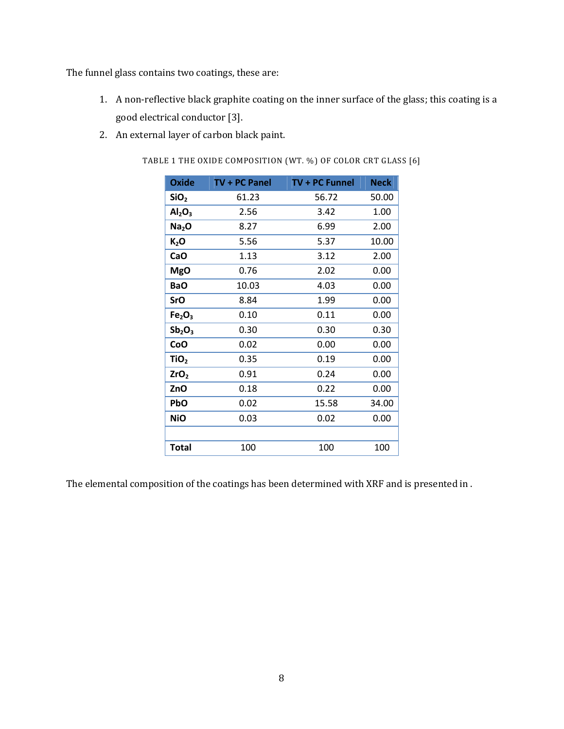The funnel glass contains two coatings, these are:

1. A non-reflective black graphite coating on the inner surface of the glass; this coating is a good electrical conductor [3].
2. An external layer of carbon black paint.

TABLE 1 THE OXIDE COMPOSITION (WT. %) OF COLOR CRT GLASS [6]

| Oxide | TV + PC Panel | TV + PC Funnel | Neck |
|---|---|---|---|
| $SiO_2$ | 61.23 | 56.72 | 50.00 |
| $Al_2O_3$ | 2.56 | 3.42 | 1.00 |
| $Na_2O$ | 8.27 | 6.99 | 2.00 |
| $K_2O$ | 5.56 | 5.37 | 10.00 |
| CaO | 1.13 | 3.12 | 2.00 |
| MgO | 0.76 | 2.02 | 0.00 |
| BaO | 10.03 | 4.03 | 0.00 |
| SrO | 8.84 | 1.99 | 0.00 |
| $Fe_2O_3$ | 0.10 | 0.11 | 0.00 |
| $Sb_2O_3$ | 0.30 | 0.30 | 0.30 |
| CoO | 0.02 | 0.00 | 0.00 |
| $TiO_2$ | 0.35 | 0.19 | 0.00 |
| $ZrO_2$ | 0.91 | 0.24 | 0.00 |
| ZnO | 0.18 | 0.22 | 0.00 |
| PbO | 0.02 | 15.58 | 34.00 |
| NiO | 0.03 | 0.02 | 0.00 |
| | | | |
| **Total** | 100 | 100 | 100 |

The elemental composition of the coatings has been determined with XRF and is presented in .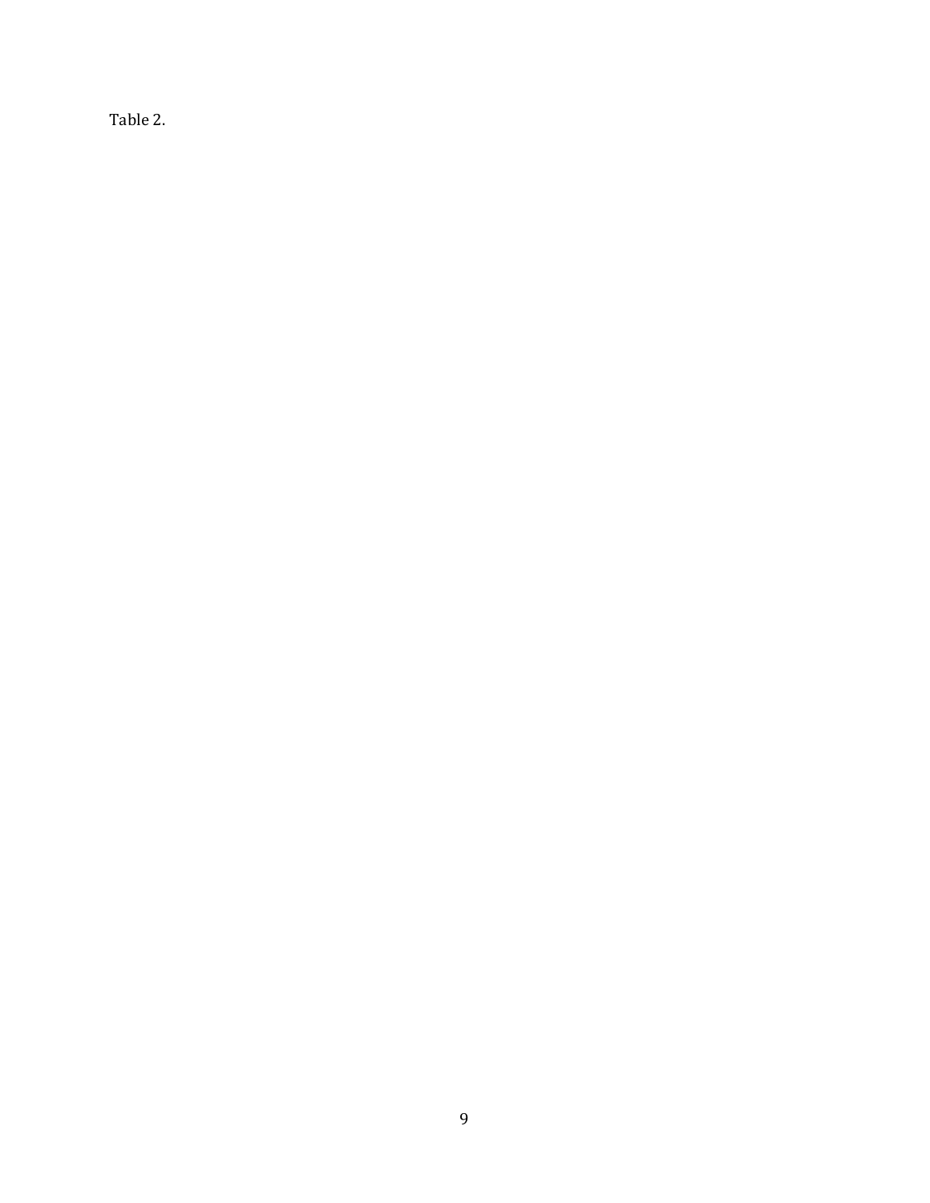Table 2.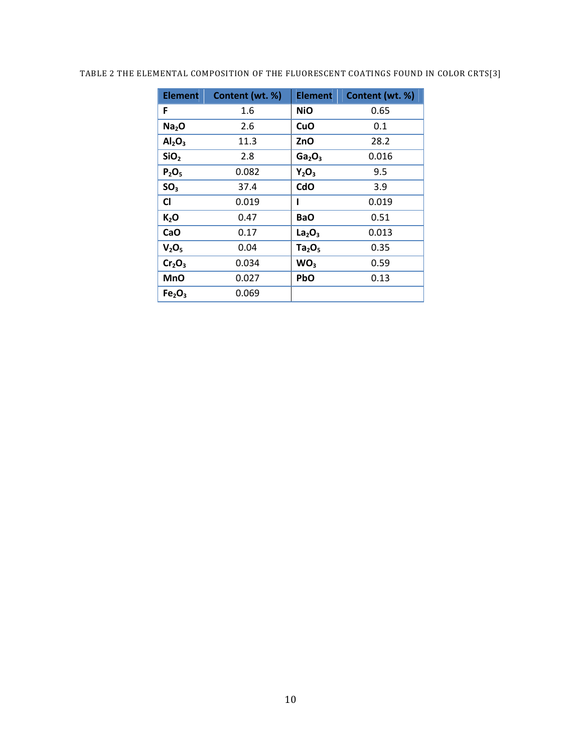TABLE 2 THE ELEMENTAL COMPOSITION OF THE FLUORESCENT COATINGS FOUND IN COLOR CRTS[3]

| Element | Content (wt. %) | Element | Content (wt. %) |
| --- | --- | --- | --- |
| F | 1.6 | NiO | 0.65 |
| $Na_2O$ | 2.6 | CuO | 0.1 |
| $Al_2O_3$ | 11.3 | ZnO | 28.2 |
| $SiO_2$ | 2.8 | $Ga_2O_3$ | 0.016 |
| $P_2O_5$ | 0.082 | $Y_2O_3$ | 9.5 |
| $SO_3$ | 37.4 | CdO | 3.9 |
| Cl | 0.019 | I | 0.019 |
| $K_2O$ | 0.47 | BaO | 0.51 |
| CaO | 0.17 | $La_2O_3$ | 0.013 |
| $V_2O_5$ | 0.04 | $Ta_2O_5$ | 0.35 |
| $Cr_2O_3$ | 0.034 | $WO_3$ | 0.59 |
| MnO | 0.027 | PbO | 0.13 |
| $Fe_2O_3$ | 0.069 | | |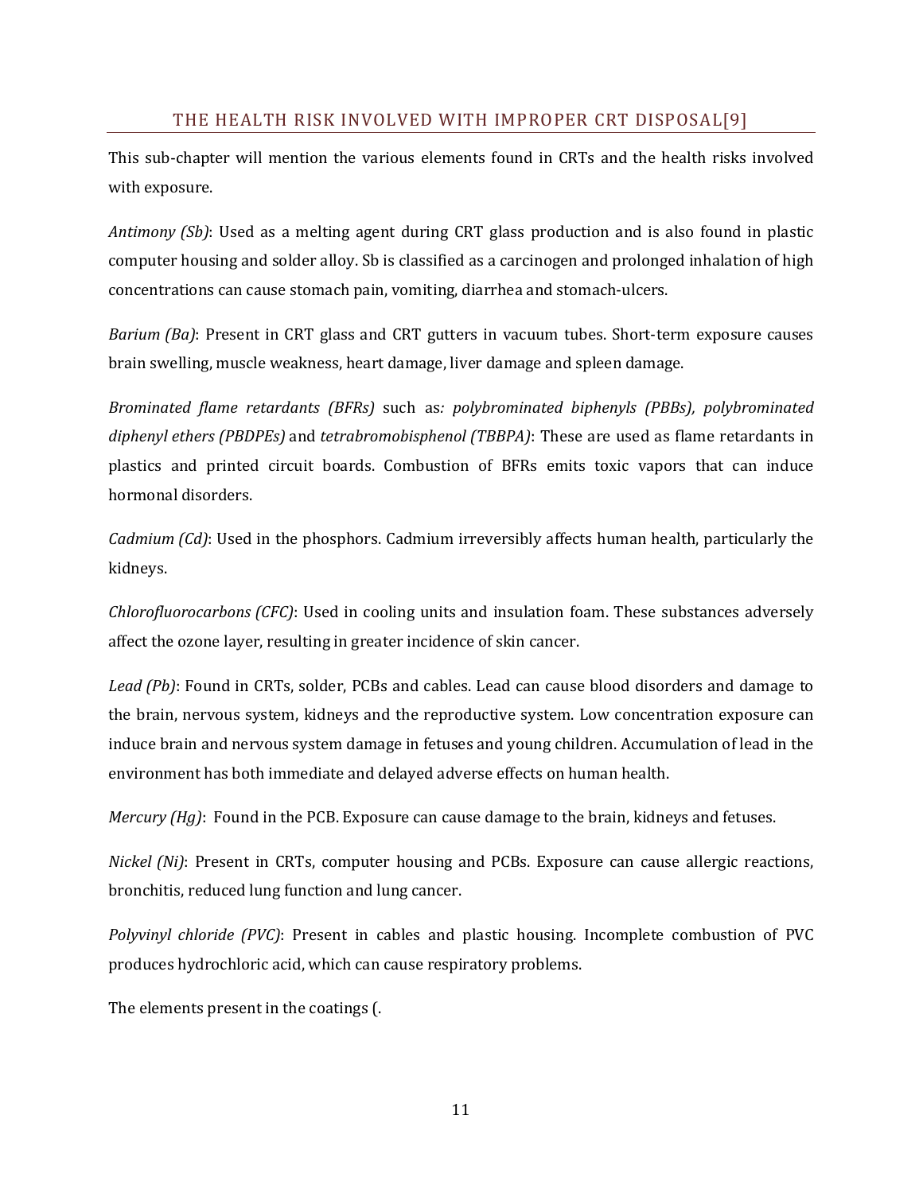## THE HEALTH RISK INVOLVED WITH IMPROPER CRT DISPOSAL[9]

This sub-chapter will mention the various elements found in CRTs and the health risks involved with exposure.

*Antimony (Sb)*: Used as a melting agent during CRT glass production and is also found in plastic computer housing and solder alloy. Sb is classified as a carcinogen and prolonged inhalation of high concentrations can cause stomach pain, vomiting, diarrhea and stomach-ulcers.

*Barium (Ba)*: Present in CRT glass and CRT gutters in vacuum tubes. Short-term exposure causes brain swelling, muscle weakness, heart damage, liver damage and spleen damage.

*Brominated flame retardants (BFRs)* such as*: polybrominated biphenyls (PBBs), polybrominated diphenyl ethers (PBDPEs)* and *tetrabromobisphenol (TBBPA)*: These are used as flame retardants in plastics and printed circuit boards. Combustion of BFRs emits toxic vapors that can induce hormonal disorders.

*Cadmium (Cd)*: Used in the phosphors. Cadmium irreversibly affects human health, particularly the kidneys.

*Chlorofluorocarbons (CFC)*: Used in cooling units and insulation foam. These substances adversely affect the ozone layer, resulting in greater incidence of skin cancer.

*Lead (Pb)*: Found in CRTs, solder, PCBs and cables. Lead can cause blood disorders and damage to the brain, nervous system, kidneys and the reproductive system. Low concentration exposure can induce brain and nervous system damage in fetuses and young children. Accumulation of lead in the environment has both immediate and delayed adverse effects on human health.

*Mercury (Hg)*: Found in the PCB. Exposure can cause damage to the brain, kidneys and fetuses.

*Nickel (Ni)*: Present in CRTs, computer housing and PCBs. Exposure can cause allergic reactions, bronchitis, reduced lung function and lung cancer.

*Polyvinyl chloride (PVC)*: Present in cables and plastic housing. Incomplete combustion of PVC produces hydrochloric acid, which can cause respiratory problems.

The elements present in the coatings (.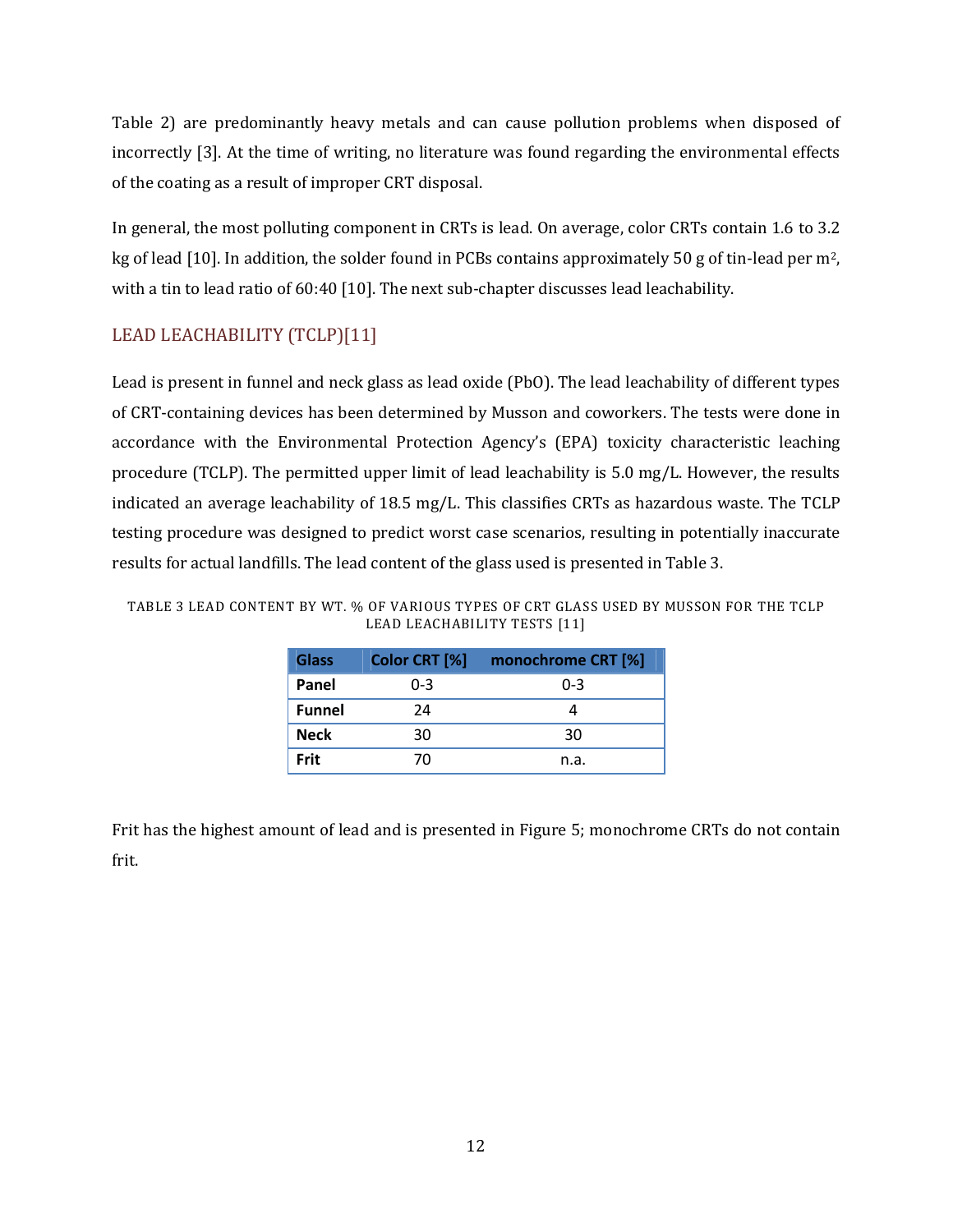Table 2) are predominantly heavy metals and can cause pollution problems when disposed of incorrectly [3]. At the time of writing, no literature was found regarding the environmental effects of the coating as a result of improper CRT disposal.

In general, the most polluting component in CRTs is lead. On average, color CRTs contain 1.6 to 3.2 kg of lead [10]. In addition, the solder found in PCBs contains approximately 50 g of tin-lead per $m^2$, with a tin to lead ratio of 60:40 [10]. The next sub-chapter discusses lead leachability.

## LEAD LEACHABILITY (TCLP)[11]

Lead is present in funnel and neck glass as lead oxide (PbO). The lead leachability of different types of CRT-containing devices has been determined by Musson and coworkers. The tests were done in accordance with the Environmental Protection Agency's (EPA) toxicity characteristic leaching procedure (TCLP). The permitted upper limit of lead leachability is 5.0 mg/L. However, the results indicated an average leachability of 18.5 mg/L. This classifies CRTs as hazardous waste. The TCLP testing procedure was designed to predict worst case scenarios, resulting in potentially inaccurate results for actual landfills. The lead content of the glass used is presented in Table 3.

TABLE 3 LEAD CONTENT BY WT. % OF VARIOUS TYPES OF CRT GLASS USED BY MUSSON FOR THE TCLP LEAD LEACHABILITY TESTS [11]

| Glass | Color CRT [%] | monochrome CRT [%] |
|---|---|---|
| **Panel** | 0-3 | 0-3 |
| **Funnel** | 24 | 4 |
| **Neck** | 30 | 30 |
| **Frit** | 70 | n.a. |

Frit has the highest amount of lead and is presented in Figure 5; monochrome CRTs do not contain frit.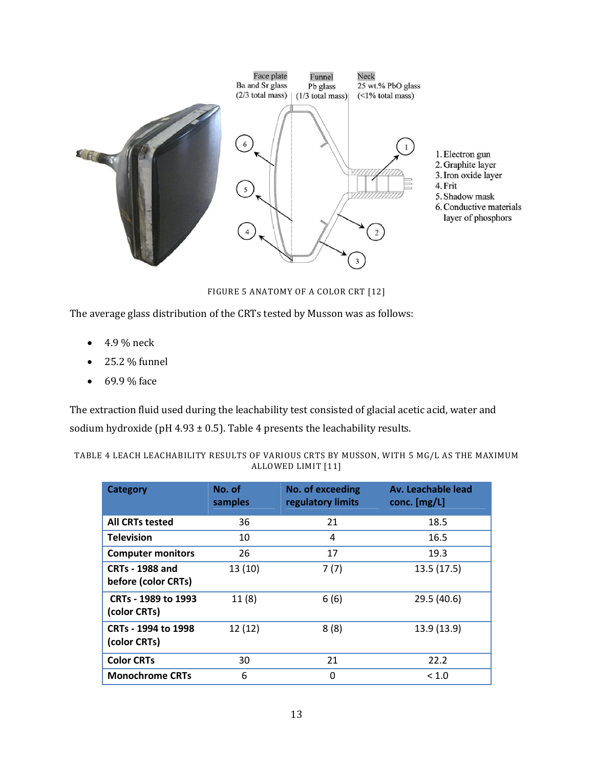FIGURE 5 ANATOMY OF A COLOR CRT [12]

The average glass distribution of the CRTs tested by Musson was as follows:

- 4.9 % neck
- 25.2 % funnel
- 69.9 % face

The extraction fluid used during the leachability test consisted of glacial acetic acid, water and sodium hydroxide (pH 4.93 ± 0.5). Table 4 presents the leachability results.

TABLE 4 LEACH LEACHABILITY RESULTS OF VARIOUS CRTS BY MUSSON, WITH 5 MG/L AS THE MAXIMUM ALLOWED LIMIT [11]

| Category | No. of samples | No. of exceeding regulatory limits | Av. Leachable lead conc. [mg/L] |
|---|---|---|---|
| **All CRTs tested** | 36 | 21 | 18.5 |
| **Television** | 10 | 4 | 16.5 |
| **Computer monitors** | 26 | 17 | 19.3 |
| **CRTs - 1988 and before (color CRTs)** | 13 (10) | 7 (7) | 13.5 (17.5) |
| **CRTs - 1989 to 1993 (color CRTs)** | 11 (8) | 6 (6) | 29.5 (40.6) |
| **CRTs - 1994 to 1998 (color CRTs)** | 12 (12) | 8 (8) | 13.9 (13.9) |
| **Color CRTs** | 30 | 21 | 22.2 |
| **Monochrome CRTs** | 6 | 0 | < 1.0 |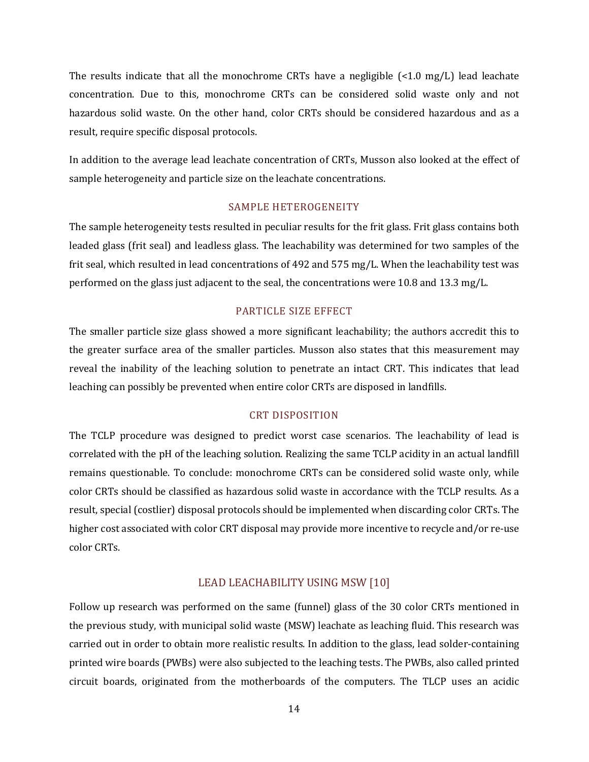The results indicate that all the monochrome CRTs have a negligible (<1.0 mg/L) lead leachate concentration. Due to this, monochrome CRTs can be considered solid waste only and not hazardous solid waste. On the other hand, color CRTs should be considered hazardous and as a result, require specific disposal protocols.

In addition to the average lead leachate concentration of CRTs, Musson also looked at the effect of sample heterogeneity and particle size on the leachate concentrations.

### SAMPLE HETEROGENEITY

The sample heterogeneity tests resulted in peculiar results for the frit glass. Frit glass contains both leaded glass (frit seal) and leadless glass. The leachability was determined for two samples of the frit seal, which resulted in lead concentrations of 492 and 575 mg/L. When the leachability test was performed on the glass just adjacent to the seal, the concentrations were 10.8 and 13.3 mg/L.

### PARTICLE SIZE EFFECT

The smaller particle size glass showed a more significant leachability; the authors accredit this to the greater surface area of the smaller particles. Musson also states that this measurement may reveal the inability of the leaching solution to penetrate an intact CRT. This indicates that lead leaching can possibly be prevented when entire color CRTs are disposed in landfills.

### CRT DISPOSITION

The TCLP procedure was designed to predict worst case scenarios. The leachability of lead is correlated with the pH of the leaching solution. Realizing the same TCLP acidity in an actual landfill remains questionable. To conclude: monochrome CRTs can be considered solid waste only, while color CRTs should be classified as hazardous solid waste in accordance with the TCLP results. As a result, special (costlier) disposal protocols should be implemented when discarding color CRTs. The higher cost associated with color CRT disposal may provide more incentive to recycle and/or re-use color CRTs.

## LEAD LEACHABILITY USING MSW [10]

Follow up research was performed on the same (funnel) glass of the 30 color CRTs mentioned in the previous study, with municipal solid waste (MSW) leachate as leaching fluid. This research was carried out in order to obtain more realistic results. In addition to the glass, lead solder-containing printed wire boards (PWBs) were also subjected to the leaching tests. The PWBs, also called printed circuit boards, originated from the motherboards of the computers. The TLCP uses an acidic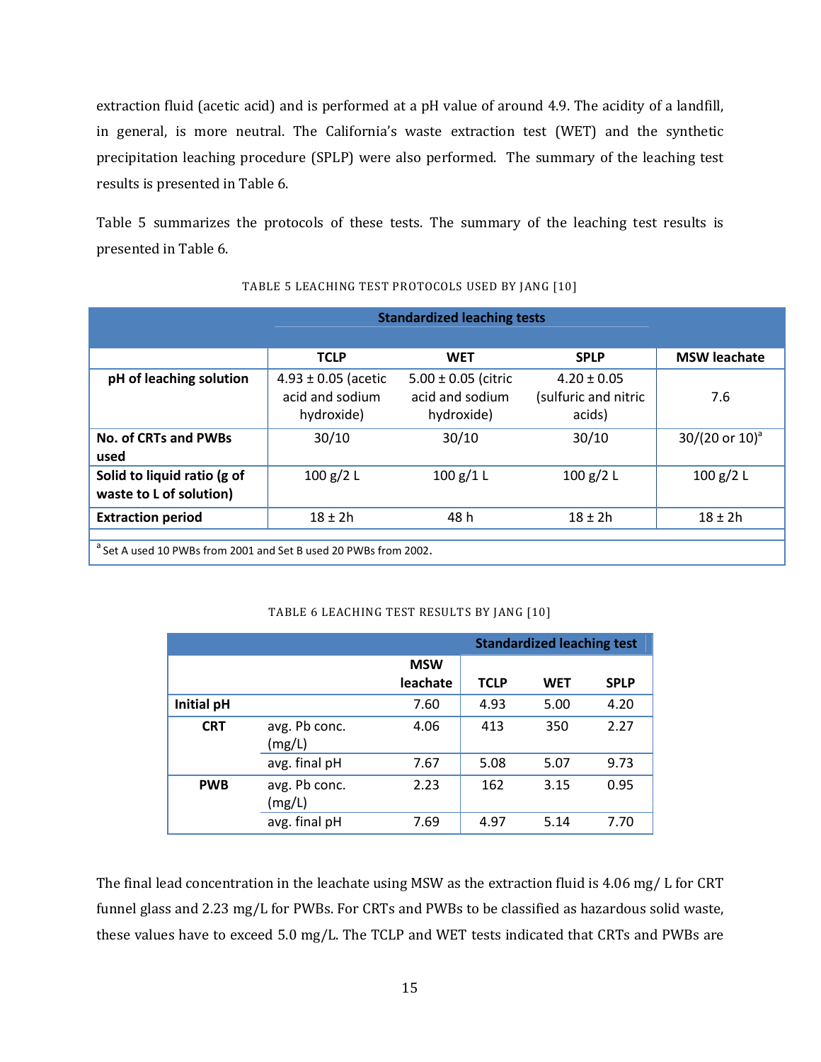extraction fluid (acetic acid) and is performed at a pH value of around 4.9. The acidity of a landfill, in general, is more neutral. The California's waste extraction test (WET) and the synthetic precipitation leaching procedure (SPLP) were also performed. The summary of the leaching test results is presented in Table 6.

Table 5 summarizes the protocols of these tests. The summary of the leaching test results is presented in Table 6.

TABLE 5 LEACHING TEST PROTOCOLS USED BY JANG [10]

| | Standardized leaching tests | | | |
|---|---|---|---|---|
| | **TCLP** | **WET** | **SPLP** | **MSW leachate** |
| **pH of leaching solution** | 4.93 ± 0.05 (acetic acid and sodium hydroxide) | 5.00 ± 0.05 (citric acid and sodium hydroxide) | 4.20 ± 0.05 (sulfuric and nitric acids) | 7.6 |
| **No. of CRTs and PWBs used** | 30/10 | 30/10 | 30/10 | 30/(20 or 10)[a] |
| **Solid to liquid ratio (g of waste to L of solution)** | 100 g/2 L | 100 g/1 L | 100 g/2 L | 100 g/2 L |
| **Extraction period** | 18 ± 2h | 48 h | 18 ± 2h | 18 ± 2h |

[a] Set A used 10 PWBs from 2001 and Set B used 20 PWBs from 2002.

TABLE 6 LEACHING TEST RESULTS BY JANG [10]

| | | | Standardized leaching test | | |
|---|---|---|---|---|---|
| | | **MSW leachate** | **TCLP** | **WET** | **SPLP** |
| **Initial pH** | | 7.60 | 4.93 | 5.00 | 4.20 |
| **CRT** | avg. Pb conc. (mg/L) | 4.06 | 413 | 350 | 2.27 |
| | avg. final pH | 7.67 | 5.08 | 5.07 | 9.73 |
| **PWB** | avg. Pb conc. (mg/L) | 2.23 | 162 | 3.15 | 0.95 |
| | avg. final pH | 7.69 | 4.97 | 5.14 | 7.70 |

The final lead concentration in the leachate using MSW as the extraction fluid is 4.06 mg/ L for CRT funnel glass and 2.23 mg/L for PWBs. For CRTs and PWBs to be classified as hazardous solid waste, these values have to exceed 5.0 mg/L. The TCLP and WET tests indicated that CRTs and PWBs are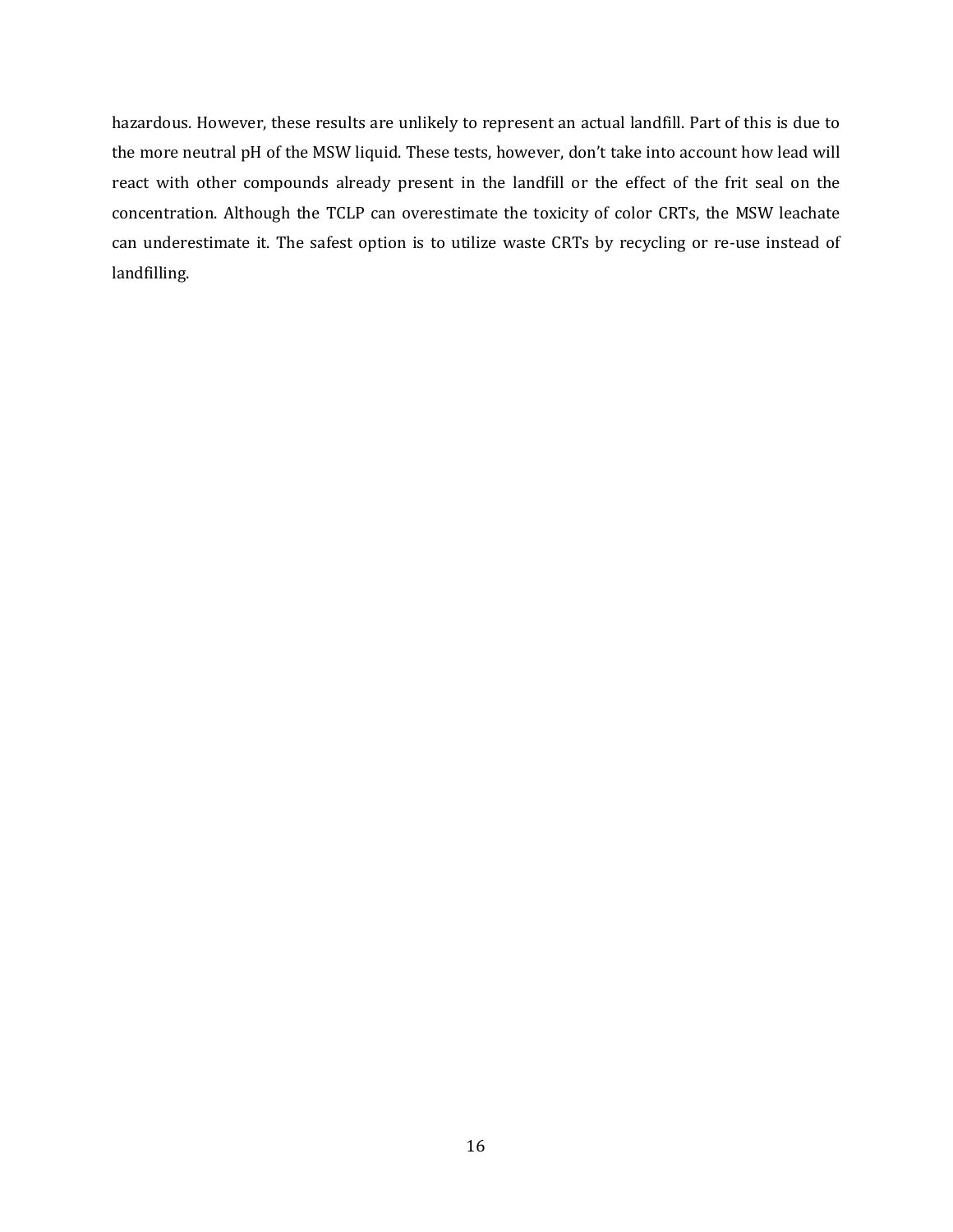hazardous. However, these results are unlikely to represent an actual landfill. Part of this is due to the more neutral pH of the MSW liquid. These tests, however, don't take into account how lead will react with other compounds already present in the landfill or the effect of the frit seal on the concentration. Although the TCLP can overestimate the toxicity of color CRTs, the MSW leachate can underestimate it. The safest option is to utilize waste CRTs by recycling or re-use instead of landfilling.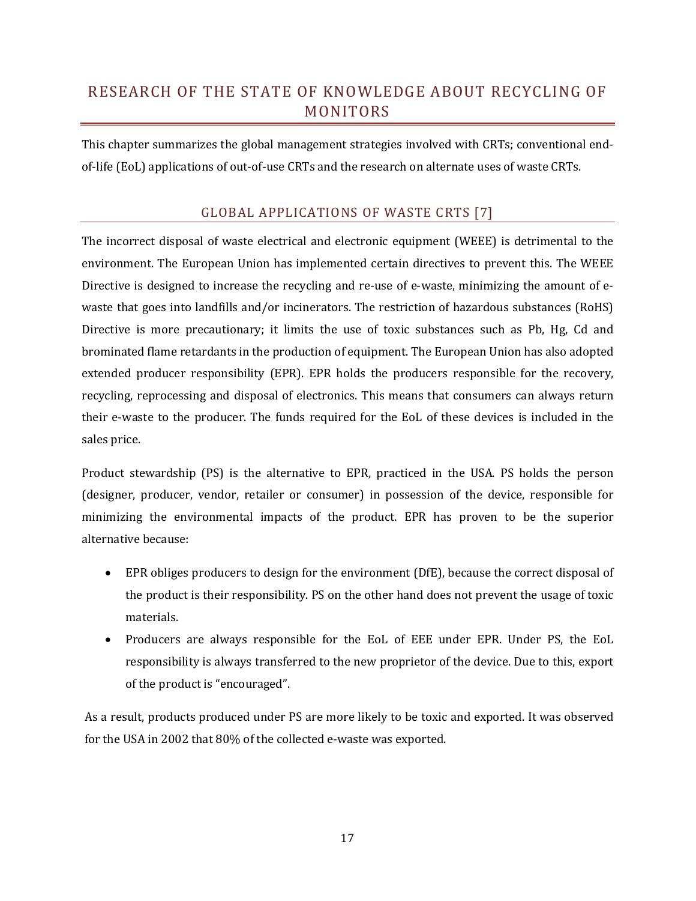# RESEARCH OF THE STATE OF KNOWLEDGE ABOUT RECYCLING OF MONITORS

This chapter summarizes the global management strategies involved with CRTs; conventional end-of-life (EoL) applications of out-of-use CRTs and the research on alternate uses of waste CRTs.

## GLOBAL APPLICATIONS OF WASTE CRTS [7]

The incorrect disposal of waste electrical and electronic equipment (WEEE) is detrimental to the environment. The European Union has implemented certain directives to prevent this. The WEEE Directive is designed to increase the recycling and re-use of e-waste, minimizing the amount of e-waste that goes into landfills and/or incinerators. The restriction of hazardous substances (RoHS) Directive is more precautionary; it limits the use of toxic substances such as Pb, Hg, Cd and brominated flame retardants in the production of equipment. The European Union has also adopted extended producer responsibility (EPR). EPR holds the producers responsible for the recovery, recycling, reprocessing and disposal of electronics. This means that consumers can always return their e-waste to the producer. The funds required for the EoL of these devices is included in the sales price.

Product stewardship (PS) is the alternative to EPR, practiced in the USA. PS holds the person (designer, producer, vendor, retailer or consumer) in possession of the device, responsible for minimizing the environmental impacts of the product. EPR has proven to be the superior alternative because:

- EPR obliges producers to design for the environment (DfE), because the correct disposal of the product is their responsibility. PS on the other hand does not prevent the usage of toxic materials.
- Producers are always responsible for the EoL of EEE under EPR. Under PS, the EoL responsibility is always transferred to the new proprietor of the device. Due to this, export of the product is "encouraged".

As a result, products produced under PS are more likely to be toxic and exported. It was observed for the USA in 2002 that 80% of the collected e-waste was exported.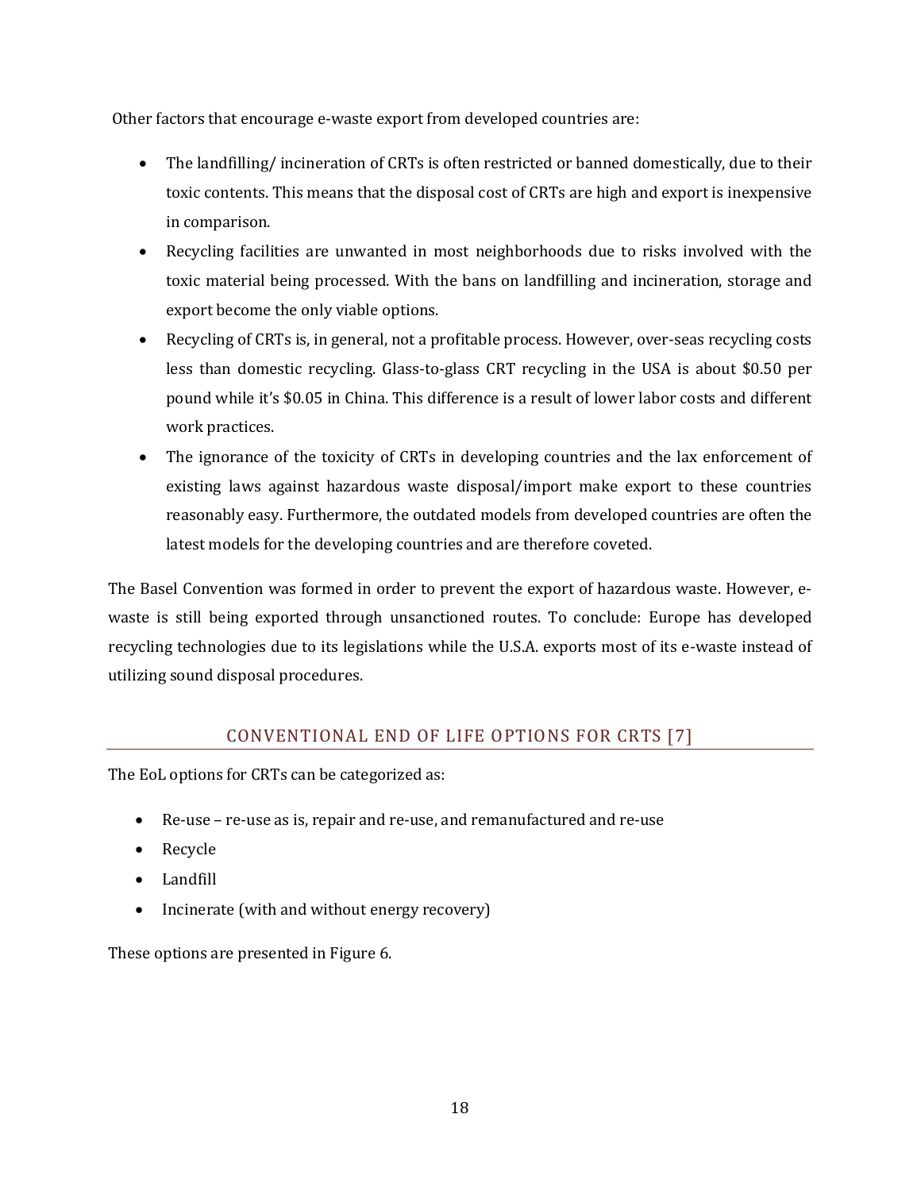Other factors that encourage e-waste export from developed countries are:

- The landfilling/ incineration of CRTs is often restricted or banned domestically, due to their toxic contents. This means that the disposal cost of CRTs are high and export is inexpensive in comparison.
- Recycling facilities are unwanted in most neighborhoods due to risks involved with the toxic material being processed. With the bans on landfilling and incineration, storage and export become the only viable options.
- Recycling of CRTs is, in general, not a profitable process. However, over-seas recycling costs less than domestic recycling. Glass-to-glass CRT recycling in the USA is about $0.50 per pound while it's $0.05 in China. This difference is a result of lower labor costs and different work practices.
- The ignorance of the toxicity of CRTs in developing countries and the lax enforcement of existing laws against hazardous waste disposal/import make export to these countries reasonably easy. Furthermore, the outdated models from developed countries are often the latest models for the developing countries and are therefore coveted.

The Basel Convention was formed in order to prevent the export of hazardous waste. However, e-waste is still being exported through unsanctioned routes. To conclude: Europe has developed recycling technologies due to its legislations while the U.S.A. exports most of its e-waste instead of utilizing sound disposal procedures.

## CONVENTIONAL END OF LIFE OPTIONS FOR CRTS [7]

The EoL options for CRTs can be categorized as:

- Re-use – re-use as is, repair and re-use, and remanufactured and re-use
- Recycle
- Landfill
- Incinerate (with and without energy recovery)

These options are presented in Figure 6.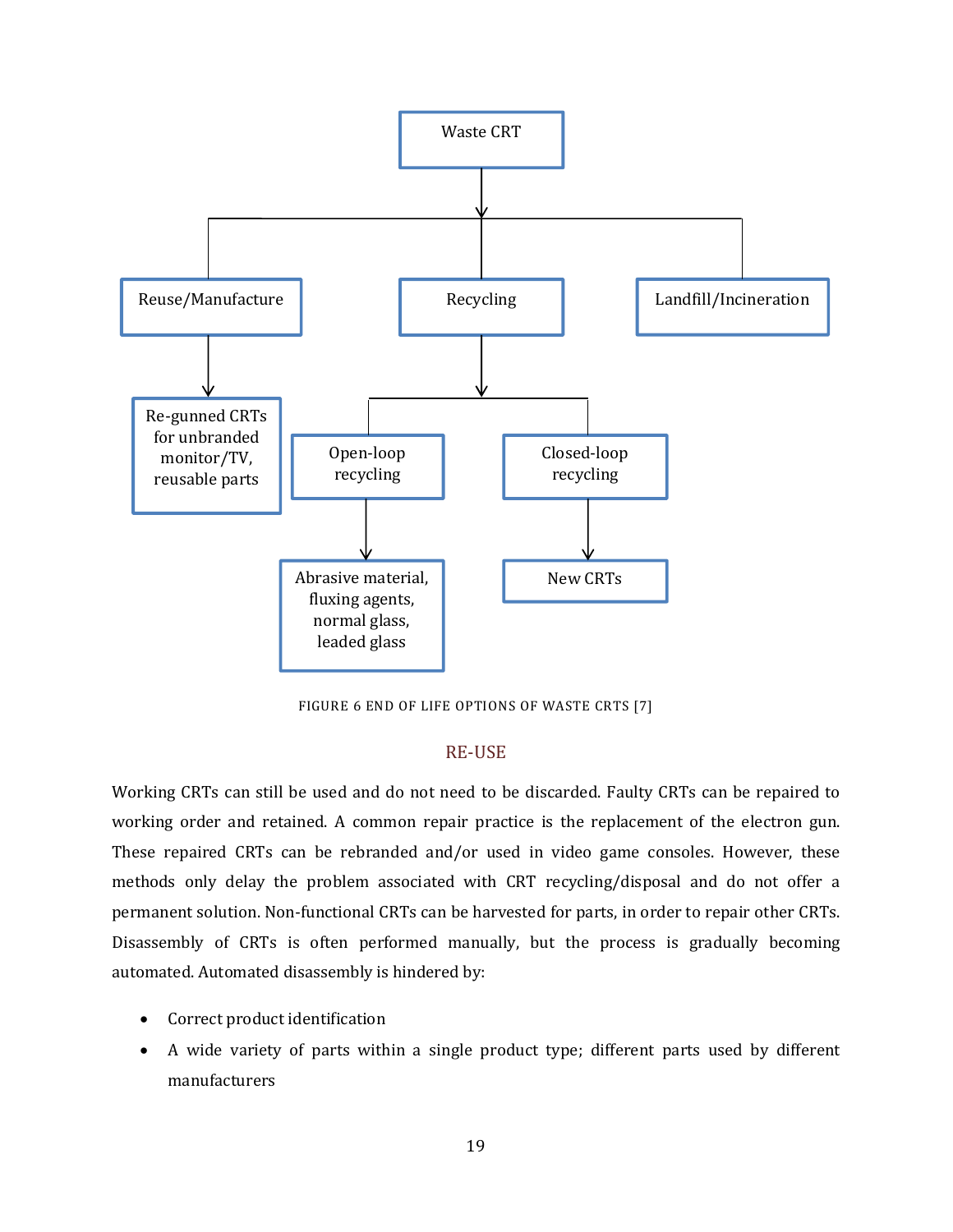- Waste CRT
  - Reuse/Manufacture
    - Re-gunned CRTs for unbranded monitor/TV, reusable parts
  - Recycling
    - Open-loop recycling
      - Abrasive material, fluxing agents, normal glass, leaded glass
    - Closed-loop recycling
      - New CRTs
  - Landfill/Incineration

FIGURE 6 END OF LIFE OPTIONS OF WASTE CRTS [7]

## RE-USE

Working CRTs can still be used and do not need to be discarded. Faulty CRTs can be repaired to working order and retained. A common repair practice is the replacement of the electron gun. These repaired CRTs can be rebranded and/or used in video game consoles. However, these methods only delay the problem associated with CRT recycling/disposal and do not offer a permanent solution. Non-functional CRTs can be harvested for parts, in order to repair other CRTs. Disassembly of CRTs is often performed manually, but the process is gradually becoming automated. Automated disassembly is hindered by:

- Correct product identification
- A wide variety of parts within a single product type; different parts used by different manufacturers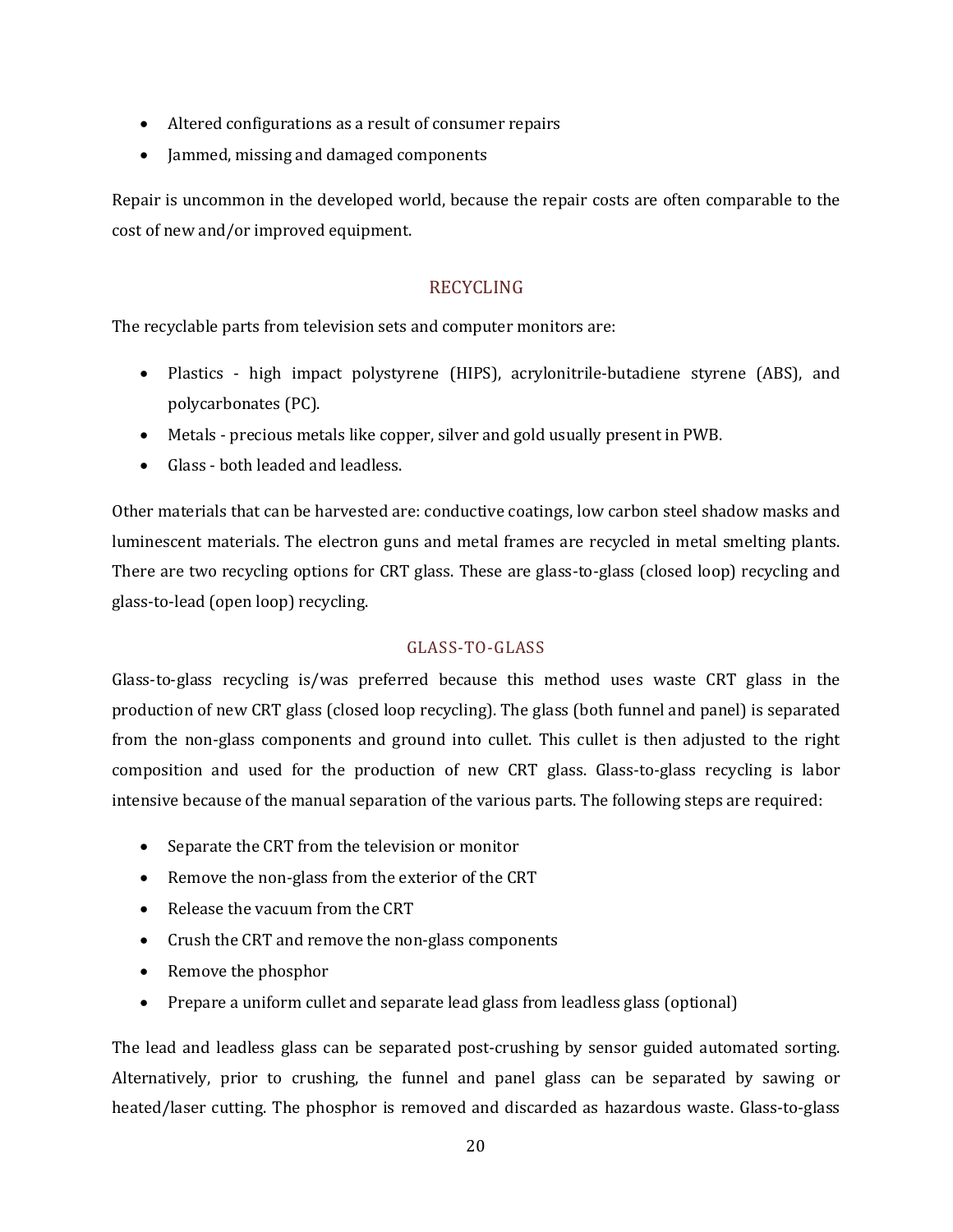- Altered configurations as a result of consumer repairs
- Jammed, missing and damaged components

Repair is uncommon in the developed world, because the repair costs are often comparable to the cost of new and/or improved equipment.

## RECYCLING

The recyclable parts from television sets and computer monitors are:

- Plastics - high impact polystyrene (HIPS), acrylonitrile-butadiene styrene (ABS), and polycarbonates (PC).
- Metals - precious metals like copper, silver and gold usually present in PWB.
- Glass - both leaded and leadless.

Other materials that can be harvested are: conductive coatings, low carbon steel shadow masks and luminescent materials. The electron guns and metal frames are recycled in metal smelting plants. There are two recycling options for CRT glass. These are glass-to-glass (closed loop) recycling and glass-to-lead (open loop) recycling.

### GLASS-TO-GLASS

Glass-to-glass recycling is/was preferred because this method uses waste CRT glass in the production of new CRT glass (closed loop recycling). The glass (both funnel and panel) is separated from the non-glass components and ground into cullet. This cullet is then adjusted to the right composition and used for the production of new CRT glass. Glass-to-glass recycling is labor intensive because of the manual separation of the various parts. The following steps are required:

- Separate the CRT from the television or monitor
- Remove the non-glass from the exterior of the CRT
- Release the vacuum from the CRT
- Crush the CRT and remove the non-glass components
- Remove the phosphor
- Prepare a uniform cullet and separate lead glass from leadless glass (optional)

The lead and leadless glass can be separated post-crushing by sensor guided automated sorting. Alternatively, prior to crushing, the funnel and panel glass can be separated by sawing or heated/laser cutting. The phosphor is removed and discarded as hazardous waste. Glass-to-glass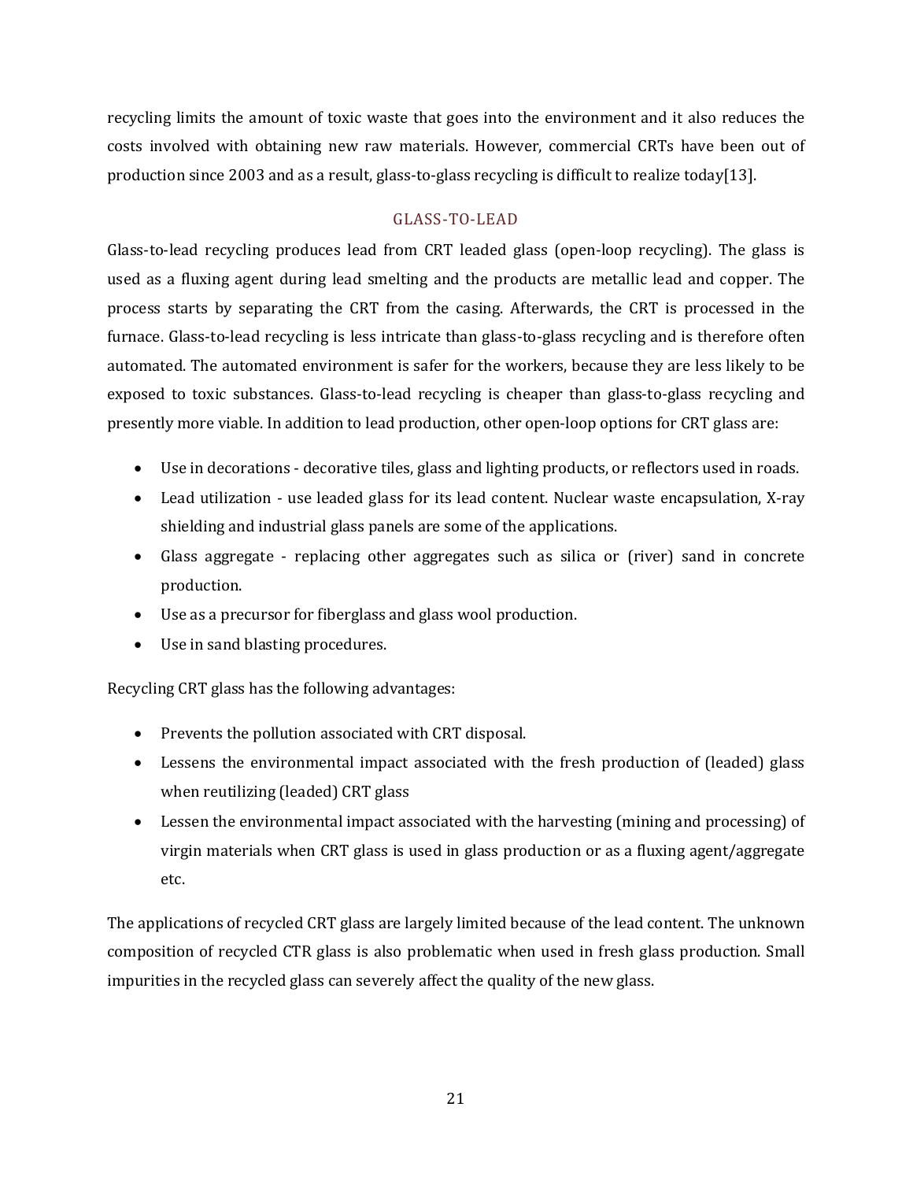recycling limits the amount of toxic waste that goes into the environment and it also reduces the costs involved with obtaining new raw materials. However, commercial CRTs have been out of production since 2003 and as a result, glass-to-glass recycling is difficult to realize today[13].

### GLASS-TO-LEAD

Glass-to-lead recycling produces lead from CRT leaded glass (open-loop recycling). The glass is used as a fluxing agent during lead smelting and the products are metallic lead and copper. The process starts by separating the CRT from the casing. Afterwards, the CRT is processed in the furnace. Glass-to-lead recycling is less intricate than glass-to-glass recycling and is therefore often automated. The automated environment is safer for the workers, because they are less likely to be exposed to toxic substances. Glass-to-lead recycling is cheaper than glass-to-glass recycling and presently more viable. In addition to lead production, other open-loop options for CRT glass are:

- Use in decorations - decorative tiles, glass and lighting products, or reflectors used in roads.
- Lead utilization - use leaded glass for its lead content. Nuclear waste encapsulation, X-ray shielding and industrial glass panels are some of the applications.
- Glass aggregate - replacing other aggregates such as silica or (river) sand in concrete production.
- Use as a precursor for fiberglass and glass wool production.
- Use in sand blasting procedures.

Recycling CRT glass has the following advantages:

- Prevents the pollution associated with CRT disposal.
- Lessens the environmental impact associated with the fresh production of (leaded) glass when reutilizing (leaded) CRT glass
- Lessen the environmental impact associated with the harvesting (mining and processing) of virgin materials when CRT glass is used in glass production or as a fluxing agent/aggregate etc.

The applications of recycled CRT glass are largely limited because of the lead content. The unknown composition of recycled CTR glass is also problematic when used in fresh glass production. Small impurities in the recycled glass can severely affect the quality of the new glass.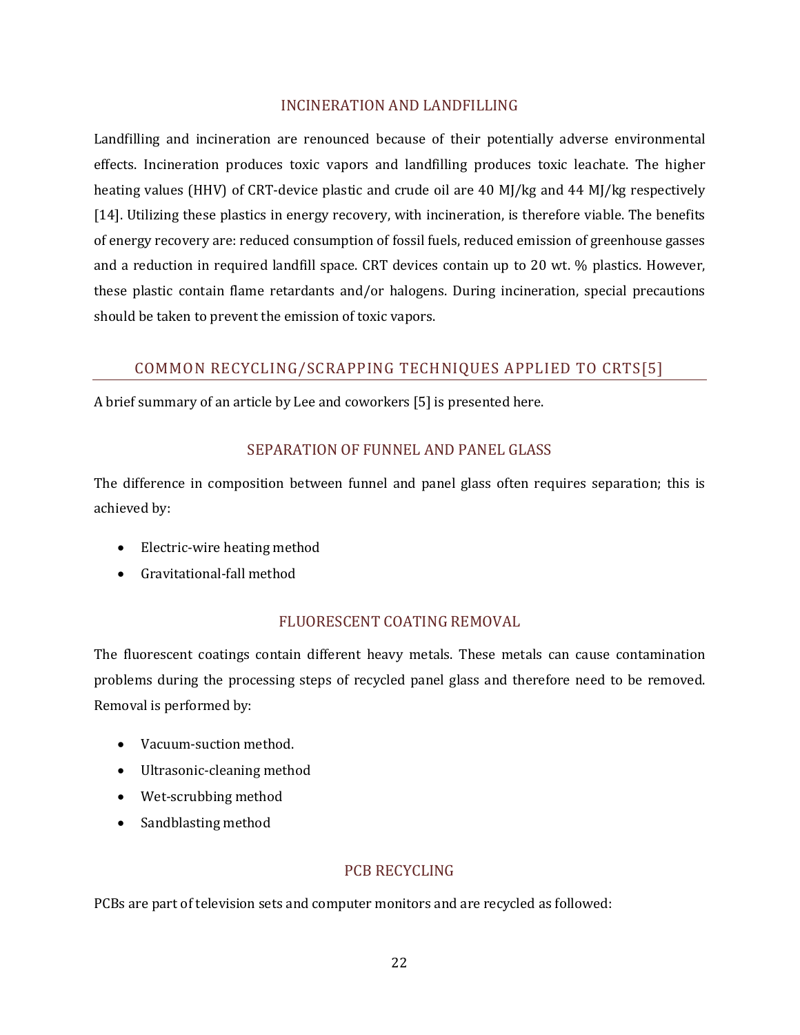### INCINERATION AND LANDFILLING

Landfilling and incineration are renounced because of their potentially adverse environmental effects. Incineration produces toxic vapors and landfilling produces toxic leachate. The higher heating values (HHV) of CRT-device plastic and crude oil are 40 MJ/kg and 44 MJ/kg respectively [14]. Utilizing these plastics in energy recovery, with incineration, is therefore viable. The benefits of energy recovery are: reduced consumption of fossil fuels, reduced emission of greenhouse gasses and a reduction in required landfill space. CRT devices contain up to 20 wt. % plastics. However, these plastic contain flame retardants and/or halogens. During incineration, special precautions should be taken to prevent the emission of toxic vapors.

## COMMON RECYCLING/SCRAPPING TECHNIQUES APPLIED TO CRTS[5]

A brief summary of an article by Lee and coworkers [5] is presented here.

### SEPARATION OF FUNNEL AND PANEL GLASS

The difference in composition between funnel and panel glass often requires separation; this is achieved by:

- Electric-wire heating method
- Gravitational-fall method

### FLUORESCENT COATING REMOVAL

The fluorescent coatings contain different heavy metals. These metals can cause contamination problems during the processing steps of recycled panel glass and therefore need to be removed. Removal is performed by:

- Vacuum-suction method.
- Ultrasonic-cleaning method
- Wet-scrubbing method
- Sandblasting method

### PCB RECYCLING

PCBs are part of television sets and computer monitors and are recycled as followed: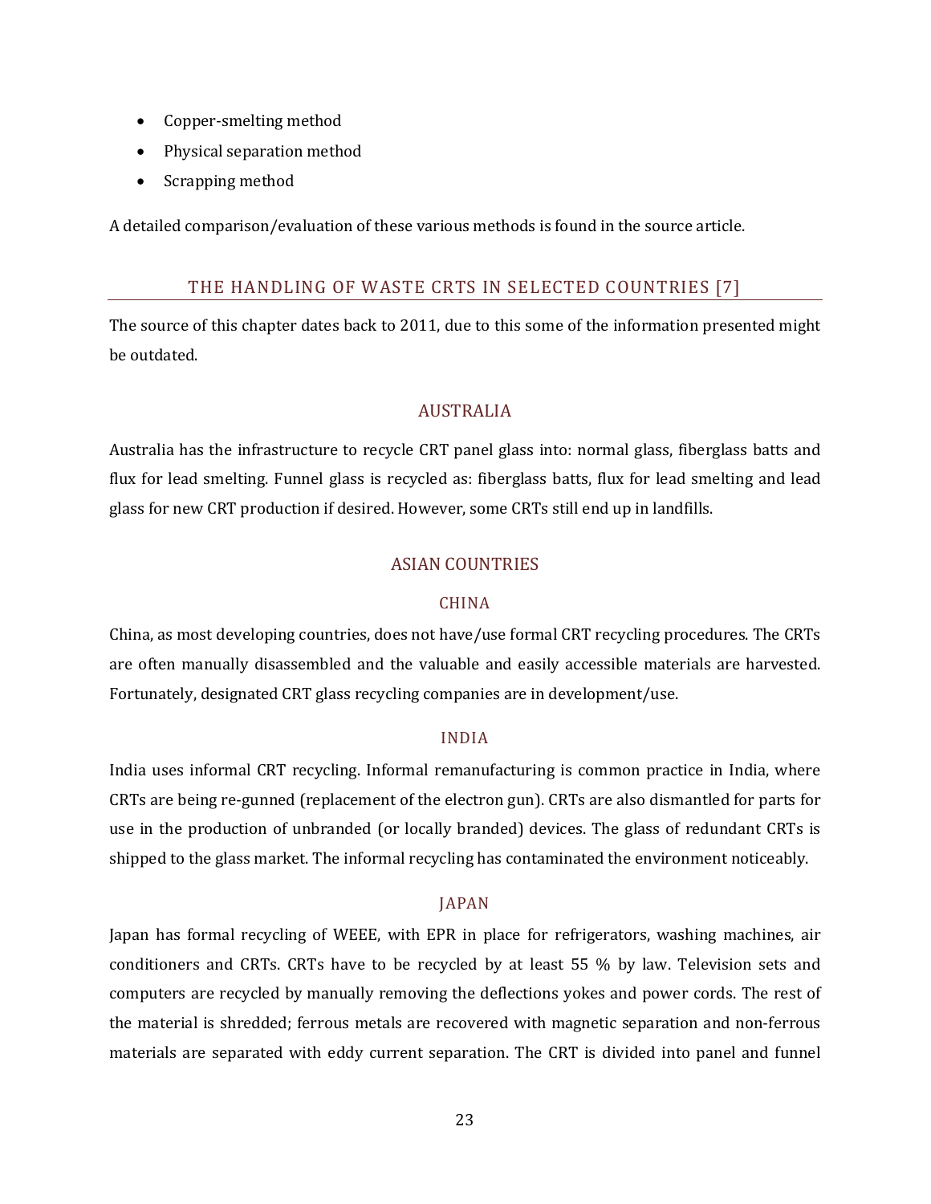- Copper-smelting method
- Physical separation method
- Scrapping method

A detailed comparison/evaluation of these various methods is found in the source article.

## THE HANDLING OF WASTE CRTS IN SELECTED COUNTRIES [7]

The source of this chapter dates back to 2011, due to this some of the information presented might be outdated.

### AUSTRALIA

Australia has the infrastructure to recycle CRT panel glass into: normal glass, fiberglass batts and flux for lead smelting. Funnel glass is recycled as: fiberglass batts, flux for lead smelting and lead glass for new CRT production if desired. However, some CRTs still end up in landfills.

### ASIAN COUNTRIES

#### CHINA

China, as most developing countries, does not have/use formal CRT recycling procedures. The CRTs are often manually disassembled and the valuable and easily accessible materials are harvested. Fortunately, designated CRT glass recycling companies are in development/use.

#### INDIA

India uses informal CRT recycling. Informal remanufacturing is common practice in India, where CRTs are being re-gunned (replacement of the electron gun). CRTs are also dismantled for parts for use in the production of unbranded (or locally branded) devices. The glass of redundant CRTs is shipped to the glass market. The informal recycling has contaminated the environment noticeably.

#### JAPAN

Japan has formal recycling of WEEE, with EPR in place for refrigerators, washing machines, air conditioners and CRTs. CRTs have to be recycled by at least 55 % by law. Television sets and computers are recycled by manually removing the deflections yokes and power cords. The rest of the material is shredded; ferrous metals are recovered with magnetic separation and non-ferrous materials are separated with eddy current separation. The CRT is divided into panel and funnel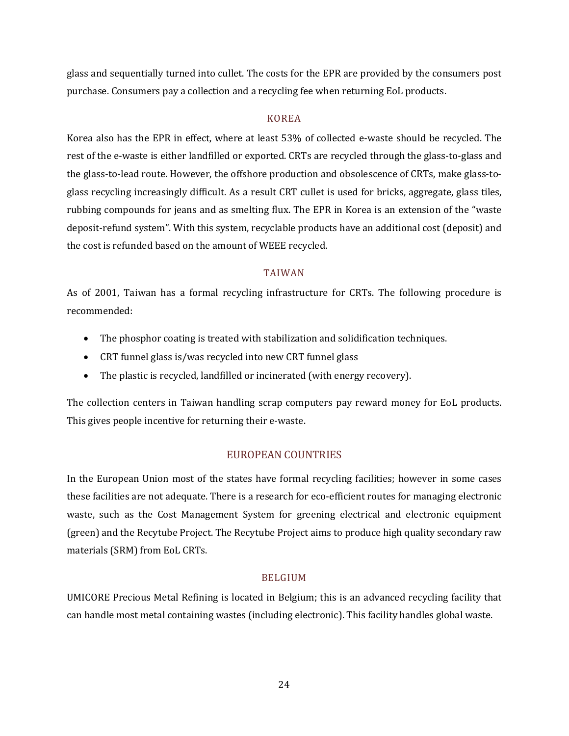glass and sequentially turned into cullet. The costs for the EPR are provided by the consumers post purchase. Consumers pay a collection and a recycling fee when returning EoL products.

### KOREA

Korea also has the EPR in effect, where at least 53% of collected e-waste should be recycled. The rest of the e-waste is either landfilled or exported. CRTs are recycled through the glass-to-glass and the glass-to-lead route. However, the offshore production and obsolescence of CRTs, make glass-to-glass recycling increasingly difficult. As a result CRT cullet is used for bricks, aggregate, glass tiles, rubbing compounds for jeans and as smelting flux. The EPR in Korea is an extension of the "waste deposit-refund system". With this system, recyclable products have an additional cost (deposit) and the cost is refunded based on the amount of WEEE recycled.

### TAIWAN

As of 2001, Taiwan has a formal recycling infrastructure for CRTs. The following procedure is recommended:

- The phosphor coating is treated with stabilization and solidification techniques.
- CRT funnel glass is/was recycled into new CRT funnel glass
- The plastic is recycled, landfilled or incinerated (with energy recovery).

The collection centers in Taiwan handling scrap computers pay reward money for EoL products. This gives people incentive for returning their e-waste.

## EUROPEAN COUNTRIES

In the European Union most of the states have formal recycling facilities; however in some cases these facilities are not adequate. There is a research for eco-efficient routes for managing electronic waste, such as the Cost Management System for greening electrical and electronic equipment (green) and the Recytube Project. The Recytube Project aims to produce high quality secondary raw materials (SRM) from EoL CRTs.

### BELGIUM

UMICORE Precious Metal Refining is located in Belgium; this is an advanced recycling facility that can handle most metal containing wastes (including electronic). This facility handles global waste.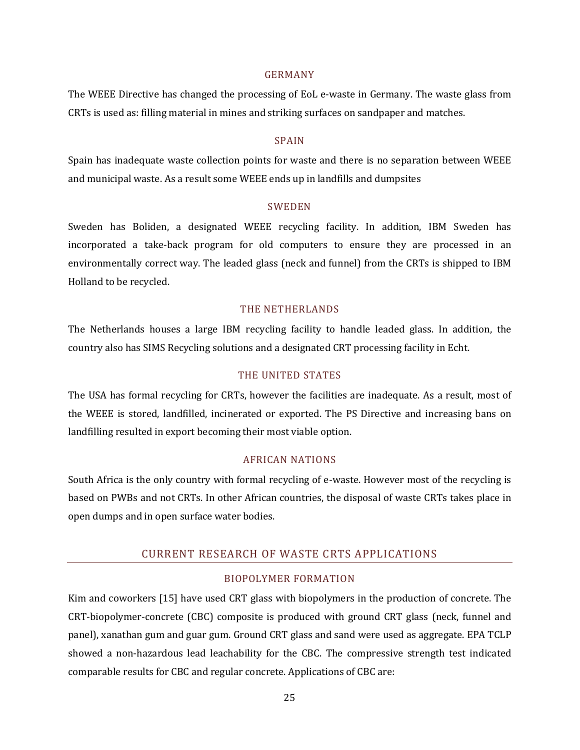### GERMANY

The WEEE Directive has changed the processing of EoL e-waste in Germany. The waste glass from CRTs is used as: filling material in mines and striking surfaces on sandpaper and matches.

### SPAIN

Spain has inadequate waste collection points for waste and there is no separation between WEEE and municipal waste. As a result some WEEE ends up in landfills and dumpsites

### SWEDEN

Sweden has Boliden, a designated WEEE recycling facility. In addition, IBM Sweden has incorporated a take-back program for old computers to ensure they are processed in an environmentally correct way. The leaded glass (neck and funnel) from the CRTs is shipped to IBM Holland to be recycled.

### THE NETHERLANDS

The Netherlands houses a large IBM recycling facility to handle leaded glass. In addition, the country also has SIMS Recycling solutions and a designated CRT processing facility in Echt.

### THE UNITED STATES

The USA has formal recycling for CRTs, however the facilities are inadequate. As a result, most of the WEEE is stored, landfilled, incinerated or exported. The PS Directive and increasing bans on landfilling resulted in export becoming their most viable option.

### AFRICAN NATIONS

South Africa is the only country with formal recycling of e-waste. However most of the recycling is based on PWBs and not CRTs. In other African countries, the disposal of waste CRTs takes place in open dumps and in open surface water bodies.

## CURRENT RESEARCH OF WASTE CRTS APPLICATIONS

### BIOPOLYMER FORMATION

Kim and coworkers [15] have used CRT glass with biopolymers in the production of concrete. The CRT-biopolymer-concrete (CBC) composite is produced with ground CRT glass (neck, funnel and panel), xanathan gum and guar gum. Ground CRT glass and sand were used as aggregate. EPA TCLP showed a non-hazardous lead leachability for the CBC. The compressive strength test indicated comparable results for CBC and regular concrete. Applications of CBC are: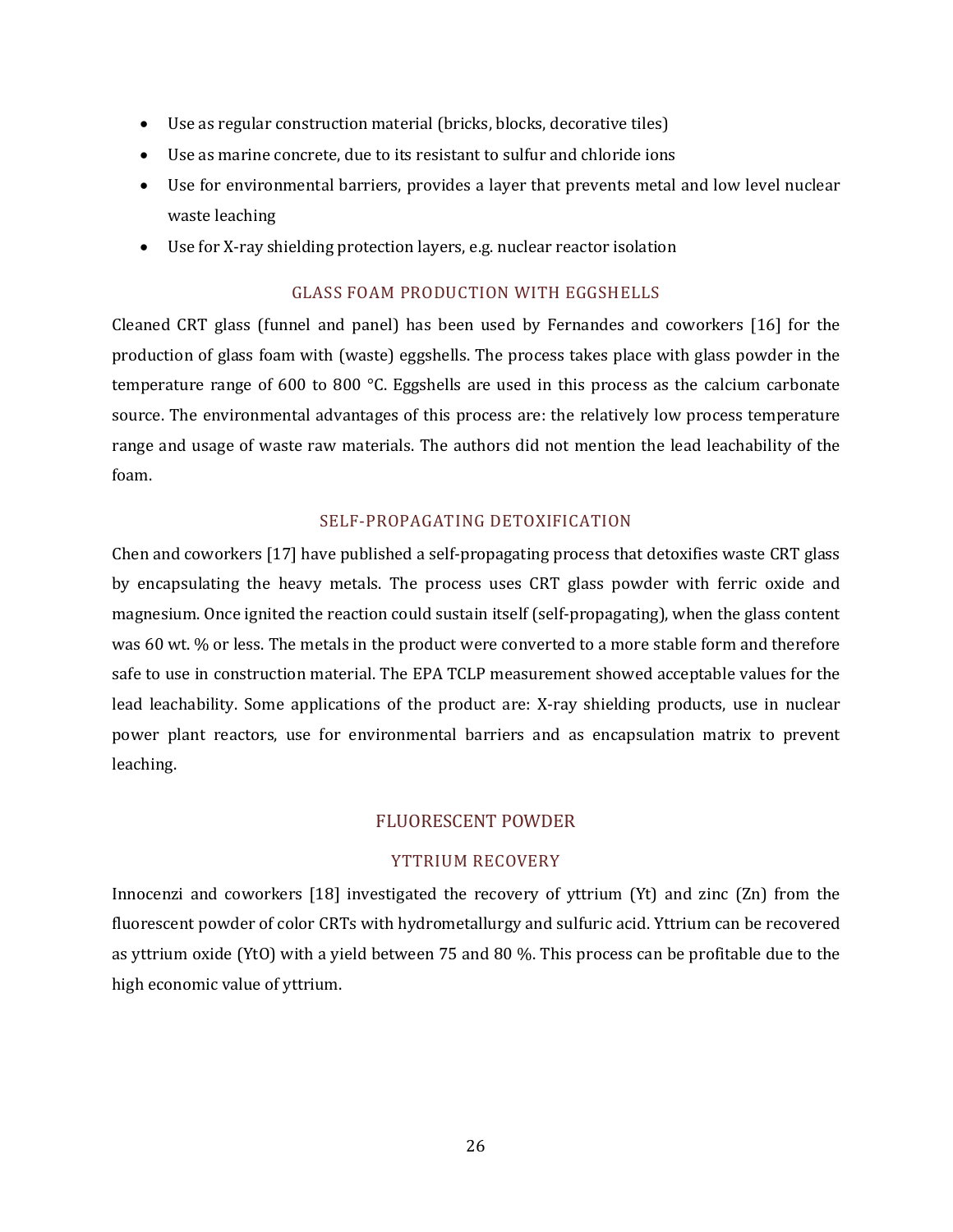- Use as regular construction material (bricks, blocks, decorative tiles)
- Use as marine concrete, due to its resistant to sulfur and chloride ions
- Use for environmental barriers, provides a layer that prevents metal and low level nuclear waste leaching
- Use for X-ray shielding protection layers, e.g. nuclear reactor isolation

### GLASS FOAM PRODUCTION WITH EGGSHELLS

Cleaned CRT glass (funnel and panel) has been used by Fernandes and coworkers [16] for the production of glass foam with (waste) eggshells. The process takes place with glass powder in the temperature range of 600 to 800 °C. Eggshells are used in this process as the calcium carbonate source. The environmental advantages of this process are: the relatively low process temperature range and usage of waste raw materials. The authors did not mention the lead leachability of the foam.

### SELF-PROPAGATING DETOXIFICATION

Chen and coworkers [17] have published a self-propagating process that detoxifies waste CRT glass by encapsulating the heavy metals. The process uses CRT glass powder with ferric oxide and magnesium. Once ignited the reaction could sustain itself (self-propagating), when the glass content was 60 wt. % or less. The metals in the product were converted to a more stable form and therefore safe to use in construction material. The EPA TCLP measurement showed acceptable values for the lead leachability. Some applications of the product are: X-ray shielding products, use in nuclear power plant reactors, use for environmental barriers and as encapsulation matrix to prevent leaching.

## FLUORESCENT POWDER

### YTTRIUM RECOVERY

Innocenzi and coworkers [18] investigated the recovery of yttrium (Yt) and zinc (Zn) from the fluorescent powder of color CRTs with hydrometallurgy and sulfuric acid. Yttrium can be recovered as yttrium oxide (YtO) with a yield between 75 and 80 %. This process can be profitable due to the high economic value of yttrium.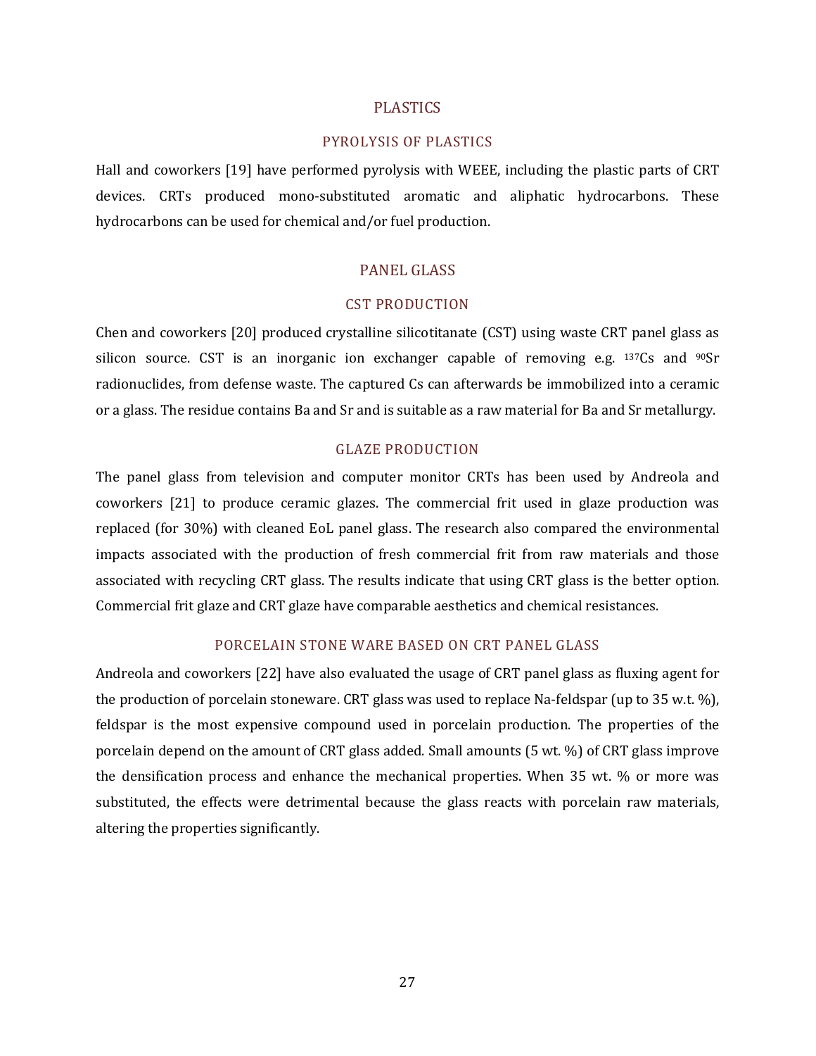## PLASTICS

### PYROLYSIS OF PLASTICS

Hall and coworkers [19] have performed pyrolysis with WEEE, including the plastic parts of CRT devices. CRTs produced mono-substituted aromatic and aliphatic hydrocarbons. These hydrocarbons can be used for chemical and/or fuel production.

## PANEL GLASS

### CST PRODUCTION

Chen and coworkers [20] produced crystalline silicotitanate (CST) using waste CRT panel glass as silicon source. CST is an inorganic ion exchanger capable of removing e.g. $^{137}Cs$ and $^{90}Sr$ radionuclides, from defense waste. The captured Cs can afterwards be immobilized into a ceramic or a glass. The residue contains Ba and Sr and is suitable as a raw material for Ba and Sr metallurgy.

### GLAZE PRODUCTION

The panel glass from television and computer monitor CRTs has been used by Andreola and coworkers [21] to produce ceramic glazes. The commercial frit used in glaze production was replaced (for 30%) with cleaned EoL panel glass. The research also compared the environmental impacts associated with the production of fresh commercial frit from raw materials and those associated with recycling CRT glass. The results indicate that using CRT glass is the better option. Commercial frit glaze and CRT glaze have comparable aesthetics and chemical resistances.

### PORCELAIN STONE WARE BASED ON CRT PANEL GLASS

Andreola and coworkers [22] have also evaluated the usage of CRT panel glass as fluxing agent for the production of porcelain stoneware. CRT glass was used to replace Na-feldspar (up to 35 w.t. %), feldspar is the most expensive compound used in porcelain production. The properties of the porcelain depend on the amount of CRT glass added. Small amounts (5 wt. %) of CRT glass improve the densification process and enhance the mechanical properties. When 35 wt. % or more was substituted, the effects were detrimental because the glass reacts with porcelain raw materials, altering the properties significantly.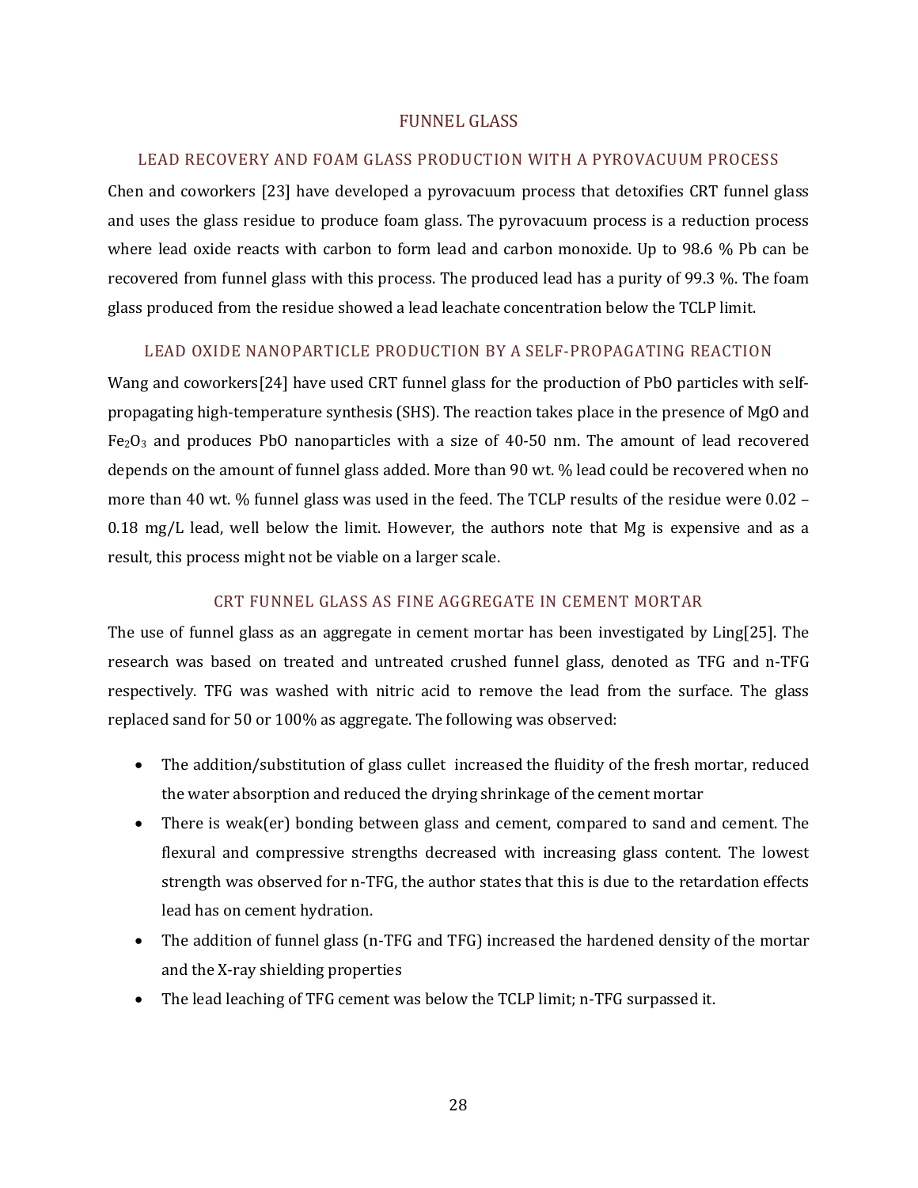# FUNNEL GLASS

## LEAD RECOVERY AND FOAM GLASS PRODUCTION WITH A PYROVACUUM PROCESS

Chen and coworkers [23] have developed a pyrovacuum process that detoxifies CRT funnel glass and uses the glass residue to produce foam glass. The pyrovacuum process is a reduction process where lead oxide reacts with carbon to form lead and carbon monoxide. Up to 98.6 % Pb can be recovered from funnel glass with this process. The produced lead has a purity of 99.3 %. The foam glass produced from the residue showed a lead leachate concentration below the TCLP limit.

## LEAD OXIDE NANOPARTICLE PRODUCTION BY A SELF-PROPAGATING REACTION

Wang and coworkers[24] have used CRT funnel glass for the production of PbO particles with self-propagating high-temperature synthesis (SHS). The reaction takes place in the presence of MgO and $Fe_2O_3$ and produces PbO nanoparticles with a size of 40-50 nm. The amount of lead recovered depends on the amount of funnel glass added. More than 90 wt. % lead could be recovered when no more than 40 wt. % funnel glass was used in the feed. The TCLP results of the residue were 0.02 – 0.18 mg/L lead, well below the limit. However, the authors note that Mg is expensive and as a result, this process might not be viable on a larger scale.

## CRT FUNNEL GLASS AS FINE AGGREGATE IN CEMENT MORTAR

The use of funnel glass as an aggregate in cement mortar has been investigated by Ling[25]. The research was based on treated and untreated crushed funnel glass, denoted as TFG and n-TFG respectively. TFG was washed with nitric acid to remove the lead from the surface. The glass replaced sand for 50 or 100% as aggregate. The following was observed:

- The addition/substitution of glass cullet increased the fluidity of the fresh mortar, reduced the water absorption and reduced the drying shrinkage of the cement mortar
- There is weak(er) bonding between glass and cement, compared to sand and cement. The flexural and compressive strengths decreased with increasing glass content. The lowest strength was observed for n-TFG, the author states that this is due to the retardation effects lead has on cement hydration.
- The addition of funnel glass (n-TFG and TFG) increased the hardened density of the mortar and the X-ray shielding properties
- The lead leaching of TFG cement was below the TCLP limit; n-TFG surpassed it.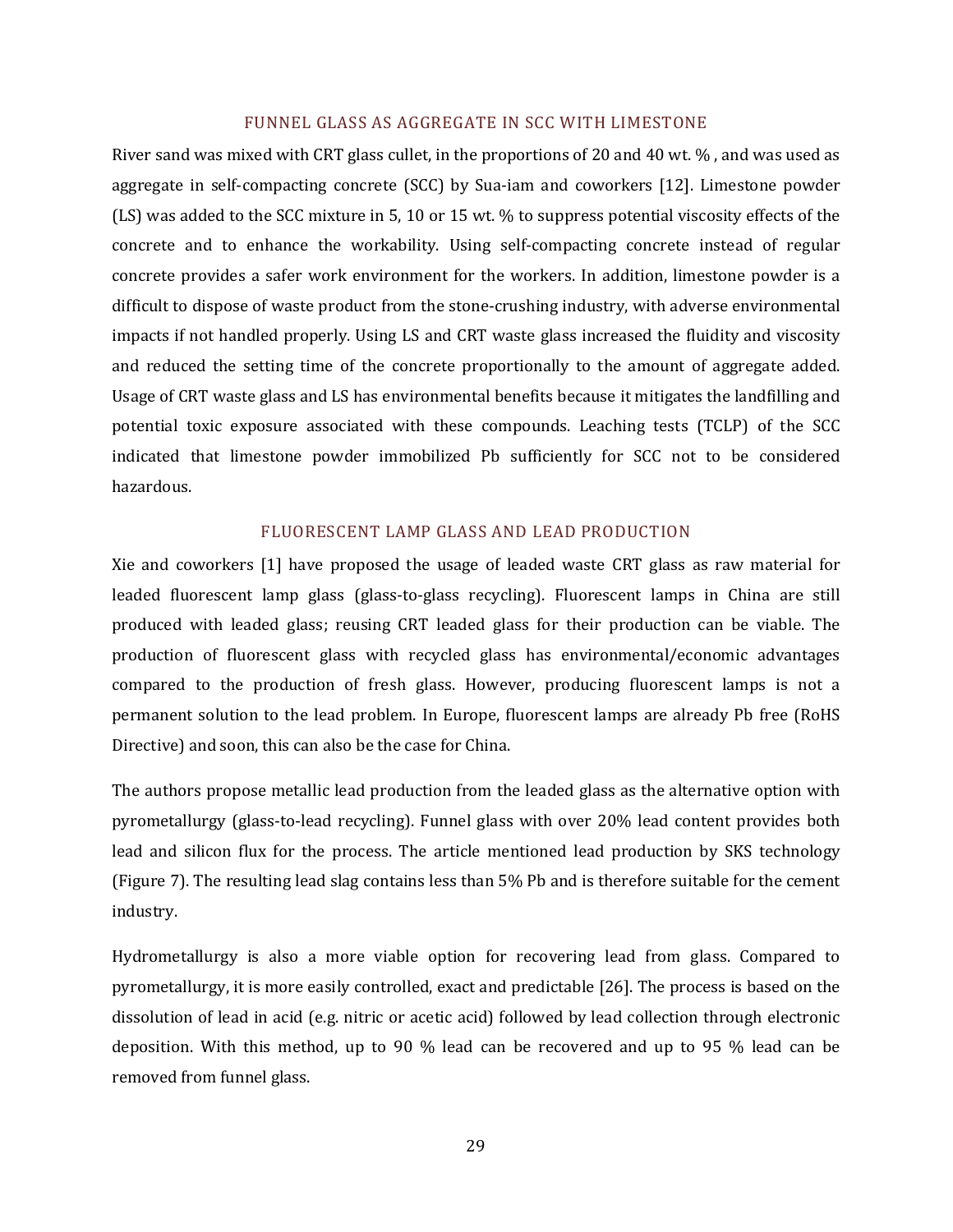## FUNNEL GLASS AS AGGREGATE IN SCC WITH LIMESTONE

River sand was mixed with CRT glass cullet, in the proportions of 20 and 40 wt. % , and was used as aggregate in self-compacting concrete (SCC) by Sua-iam and coworkers [12]. Limestone powder (LS) was added to the SCC mixture in 5, 10 or 15 wt. % to suppress potential viscosity effects of the concrete and to enhance the workability. Using self-compacting concrete instead of regular concrete provides a safer work environment for the workers. In addition, limestone powder is a difficult to dispose of waste product from the stone-crushing industry, with adverse environmental impacts if not handled properly. Using LS and CRT waste glass increased the fluidity and viscosity and reduced the setting time of the concrete proportionally to the amount of aggregate added. Usage of CRT waste glass and LS has environmental benefits because it mitigates the landfilling and potential toxic exposure associated with these compounds. Leaching tests (TCLP) of the SCC indicated that limestone powder immobilized Pb sufficiently for SCC not to be considered hazardous.

## FLUORESCENT LAMP GLASS AND LEAD PRODUCTION

Xie and coworkers [1] have proposed the usage of leaded waste CRT glass as raw material for leaded fluorescent lamp glass (glass-to-glass recycling). Fluorescent lamps in China are still produced with leaded glass; reusing CRT leaded glass for their production can be viable. The production of fluorescent glass with recycled glass has environmental/economic advantages compared to the production of fresh glass. However, producing fluorescent lamps is not a permanent solution to the lead problem. In Europe, fluorescent lamps are already Pb free (RoHS Directive) and soon, this can also be the case for China.

The authors propose metallic lead production from the leaded glass as the alternative option with pyrometallurgy (glass-to-lead recycling). Funnel glass with over 20% lead content provides both lead and silicon flux for the process. The article mentioned lead production by SKS technology (Figure 7). The resulting lead slag contains less than 5% Pb and is therefore suitable for the cement industry.

Hydrometallurgy is also a more viable option for recovering lead from glass. Compared to pyrometallurgy, it is more easily controlled, exact and predictable [26]. The process is based on the dissolution of lead in acid (e.g. nitric or acetic acid) followed by lead collection through electronic deposition. With this method, up to 90 % lead can be recovered and up to 95 % lead can be removed from funnel glass.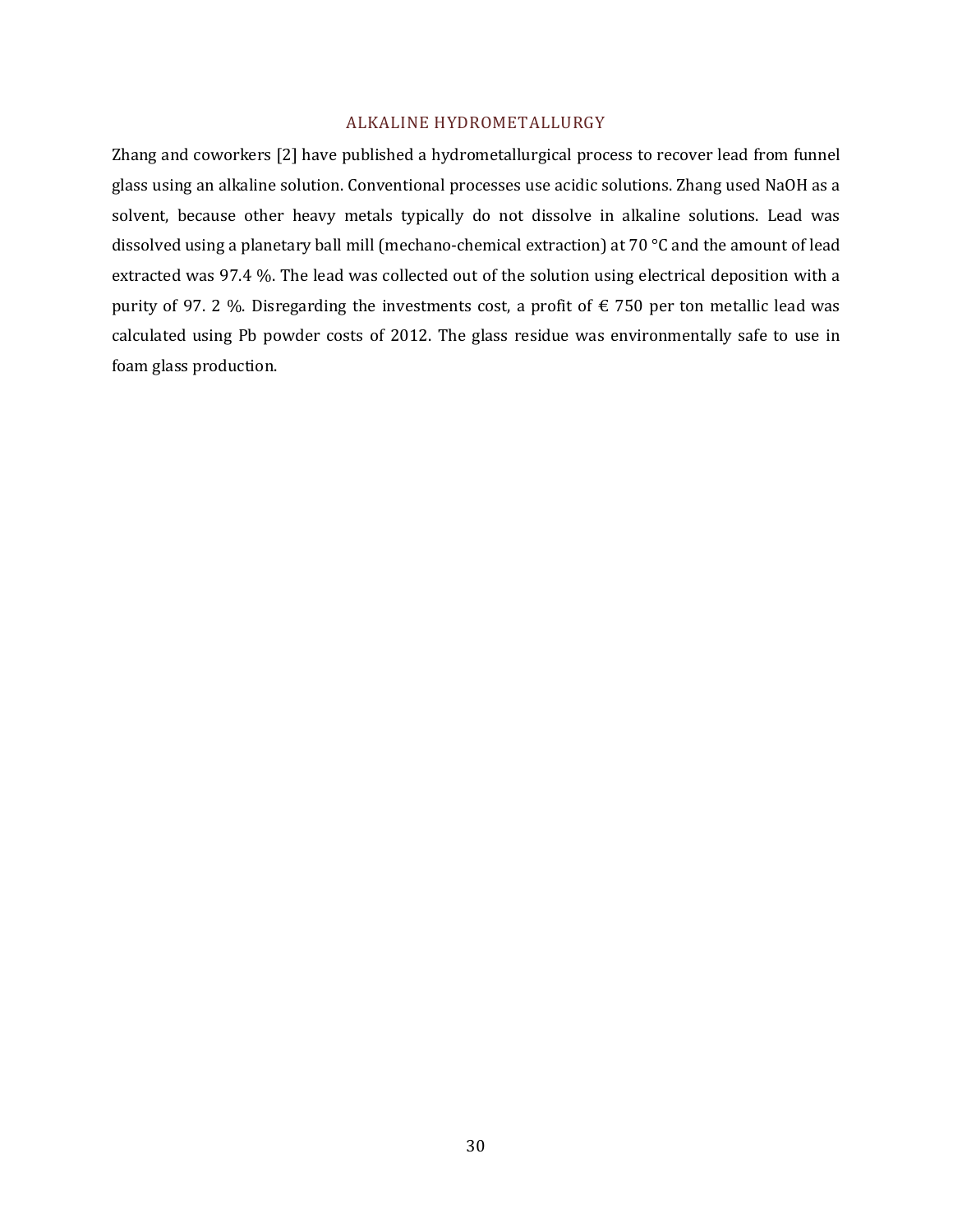### ALKALINE HYDROMETALLURGY

Zhang and coworkers [2] have published a hydrometallurgical process to recover lead from funnel glass using an alkaline solution. Conventional processes use acidic solutions. Zhang used NaOH as a solvent, because other heavy metals typically do not dissolve in alkaline solutions. Lead was dissolved using a planetary ball mill (mechano-chemical extraction) at 70 °C and the amount of lead extracted was 97.4 %. The lead was collected out of the solution using electrical deposition with a purity of 97. 2 %. Disregarding the investments cost, a profit of € 750 per ton metallic lead was calculated using Pb powder costs of 2012. The glass residue was environmentally safe to use in foam glass production.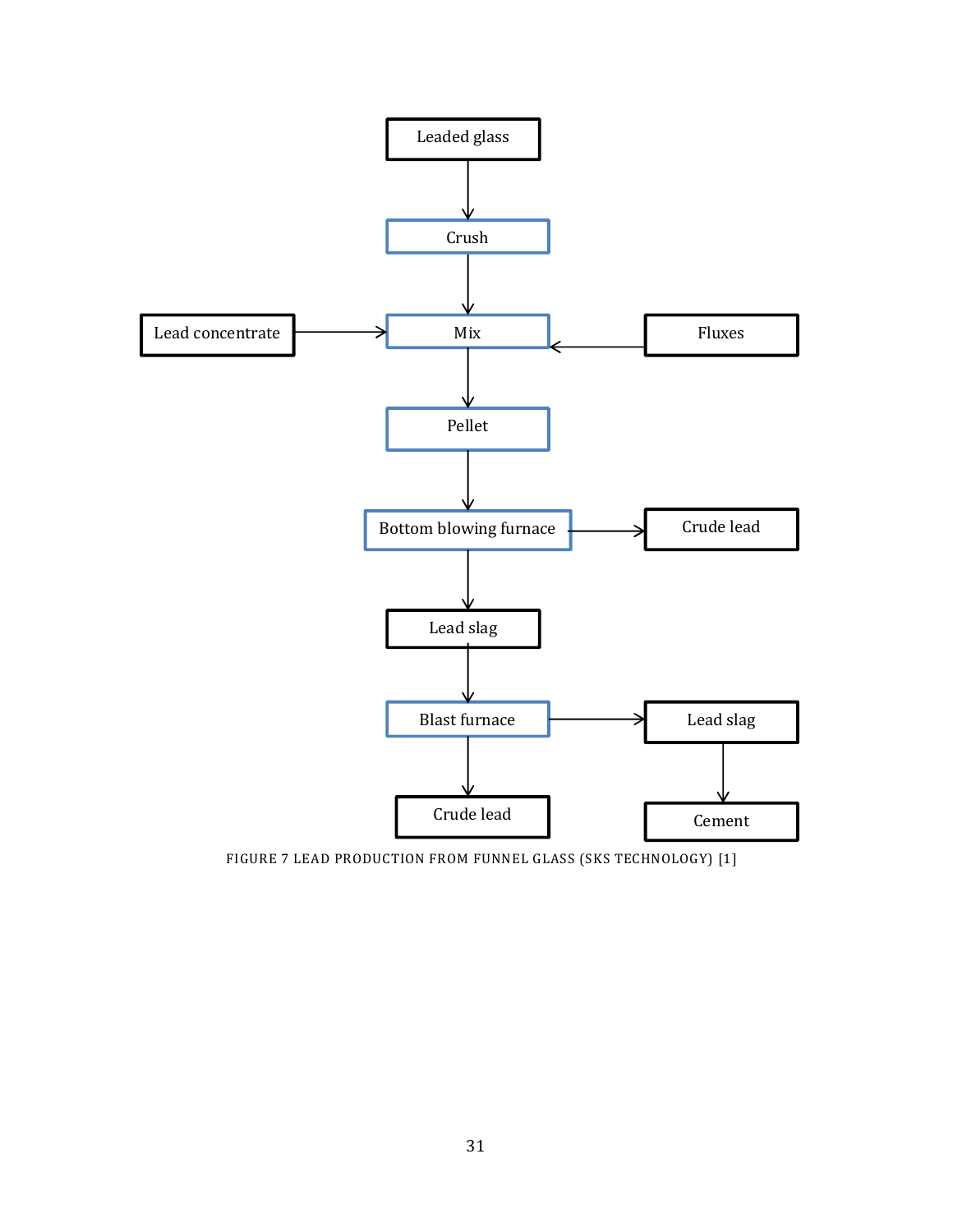Leaded glass → Crush → Mix

Lead concentrate → Mix

Fluxes → Mix

Mix → Pellet → Bottom blowing furnace

Bottom blowing furnace → Crude lead

Bottom blowing furnace → Lead slag → Blast furnace

Blast furnace → Lead slag → Cement

Blast furnace → Crude lead

FIGURE 7 LEAD PRODUCTION FROM FUNNEL GLASS (SKS TECHNOLOGY) [1]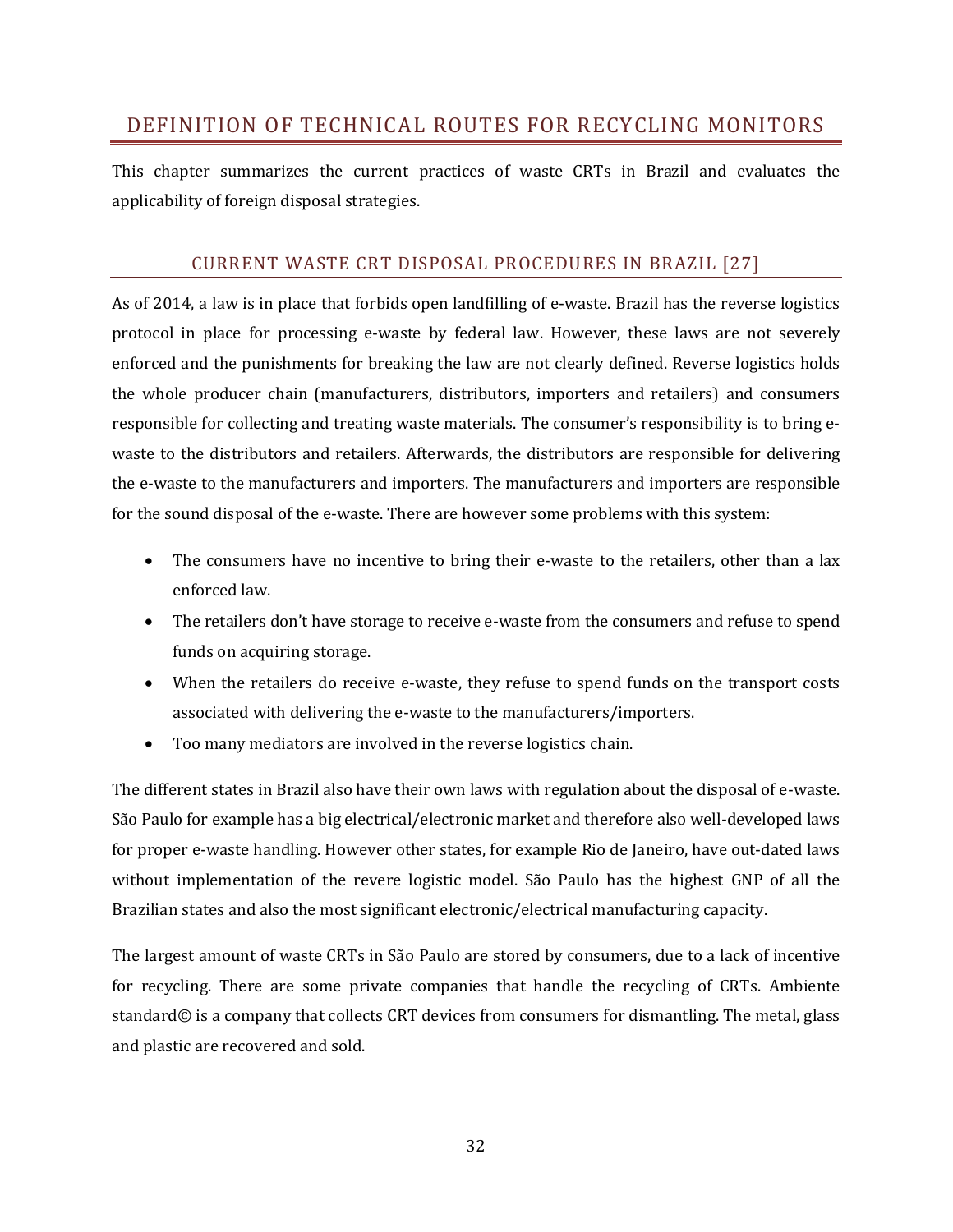# DEFINITION OF TECHNICAL ROUTES FOR RECYCLING MONITORS

This chapter summarizes the current practices of waste CRTs in Brazil and evaluates the applicability of foreign disposal strategies.

## CURRENT WASTE CRT DISPOSAL PROCEDURES IN BRAZIL [27]

As of 2014, a law is in place that forbids open landfilling of e-waste. Brazil has the reverse logistics protocol in place for processing e-waste by federal law. However, these laws are not severely enforced and the punishments for breaking the law are not clearly defined. Reverse logistics holds the whole producer chain (manufacturers, distributors, importers and retailers) and consumers responsible for collecting and treating waste materials. The consumer's responsibility is to bring e-waste to the distributors and retailers. Afterwards, the distributors are responsible for delivering the e-waste to the manufacturers and importers. The manufacturers and importers are responsible for the sound disposal of the e-waste. There are however some problems with this system:

- The consumers have no incentive to bring their e-waste to the retailers, other than a lax enforced law.
- The retailers don't have storage to receive e-waste from the consumers and refuse to spend funds on acquiring storage.
- When the retailers do receive e-waste, they refuse to spend funds on the transport costs associated with delivering the e-waste to the manufacturers/importers.
- Too many mediators are involved in the reverse logistics chain.

The different states in Brazil also have their own laws with regulation about the disposal of e-waste. São Paulo for example has a big electrical/electronic market and therefore also well-developed laws for proper e-waste handling. However other states, for example Rio de Janeiro, have out-dated laws without implementation of the revere logistic model. São Paulo has the highest GNP of all the Brazilian states and also the most significant electronic/electrical manufacturing capacity.

The largest amount of waste CRTs in São Paulo are stored by consumers, due to a lack of incentive for recycling. There are some private companies that handle the recycling of CRTs. Ambiente standard© is a company that collects CRT devices from consumers for dismantling. The metal, glass and plastic are recovered and sold.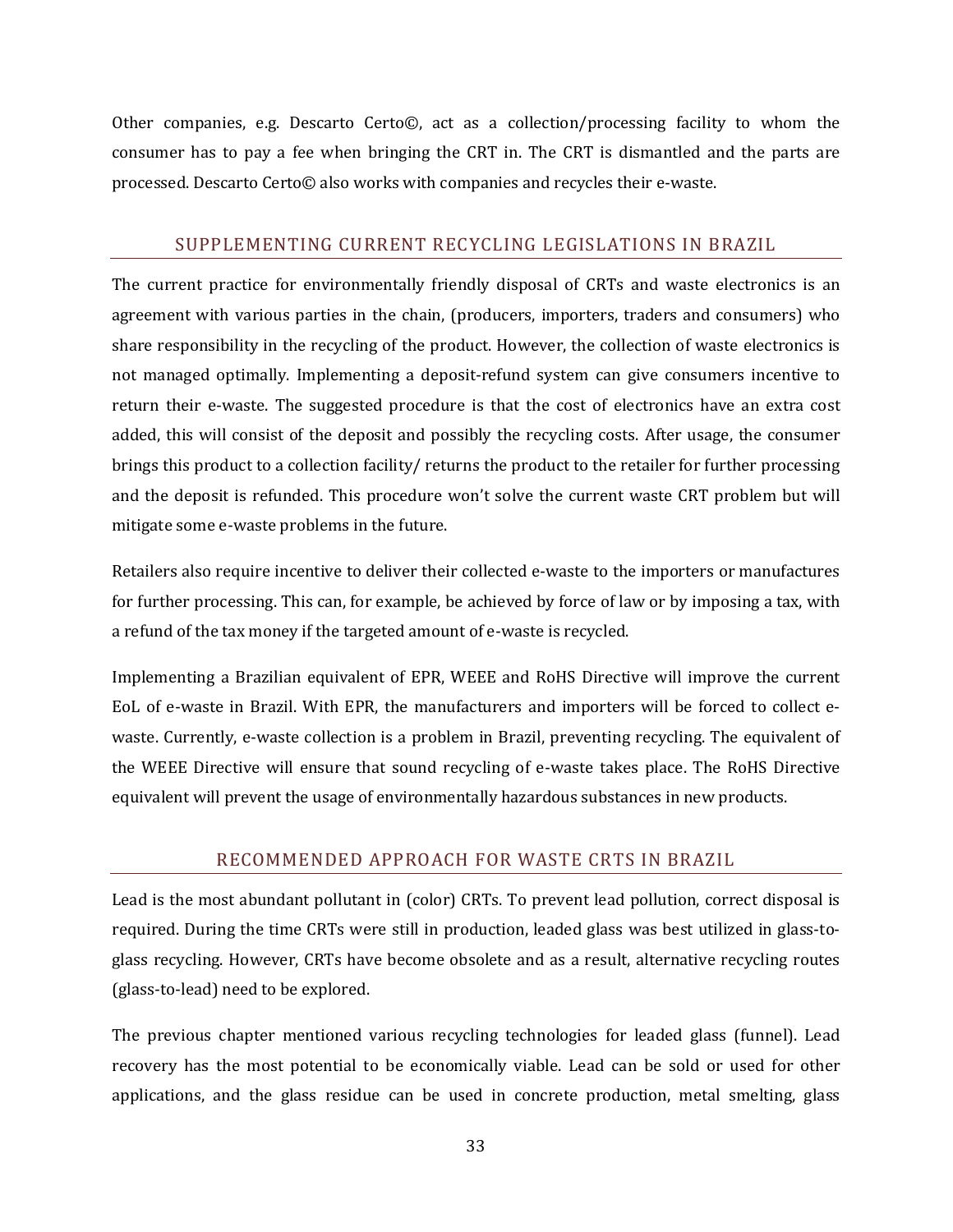Other companies, e.g. Descarto Certo©, act as a collection/processing facility to whom the consumer has to pay a fee when bringing the CRT in. The CRT is dismantled and the parts are processed. Descarto Certo© also works with companies and recycles their e-waste.

## SUPPLEMENTING CURRENT RECYCLING LEGISLATIONS IN BRAZIL

The current practice for environmentally friendly disposal of CRTs and waste electronics is an agreement with various parties in the chain, (producers, importers, traders and consumers) who share responsibility in the recycling of the product. However, the collection of waste electronics is not managed optimally. Implementing a deposit-refund system can give consumers incentive to return their e-waste. The suggested procedure is that the cost of electronics have an extra cost added, this will consist of the deposit and possibly the recycling costs. After usage, the consumer brings this product to a collection facility/ returns the product to the retailer for further processing and the deposit is refunded. This procedure won't solve the current waste CRT problem but will mitigate some e-waste problems in the future.

Retailers also require incentive to deliver their collected e-waste to the importers or manufactures for further processing. This can, for example, be achieved by force of law or by imposing a tax, with a refund of the tax money if the targeted amount of e-waste is recycled.

Implementing a Brazilian equivalent of EPR, WEEE and RoHS Directive will improve the current EoL of e-waste in Brazil. With EPR, the manufacturers and importers will be forced to collect e-waste. Currently, e-waste collection is a problem in Brazil, preventing recycling. The equivalent of the WEEE Directive will ensure that sound recycling of e-waste takes place. The RoHS Directive equivalent will prevent the usage of environmentally hazardous substances in new products.

## RECOMMENDED APPROACH FOR WASTE CRTS IN BRAZIL

Lead is the most abundant pollutant in (color) CRTs. To prevent lead pollution, correct disposal is required. During the time CRTs were still in production, leaded glass was best utilized in glass-to-glass recycling. However, CRTs have become obsolete and as a result, alternative recycling routes (glass-to-lead) need to be explored.

The previous chapter mentioned various recycling technologies for leaded glass (funnel). Lead recovery has the most potential to be economically viable. Lead can be sold or used for other applications, and the glass residue can be used in concrete production, metal smelting, glass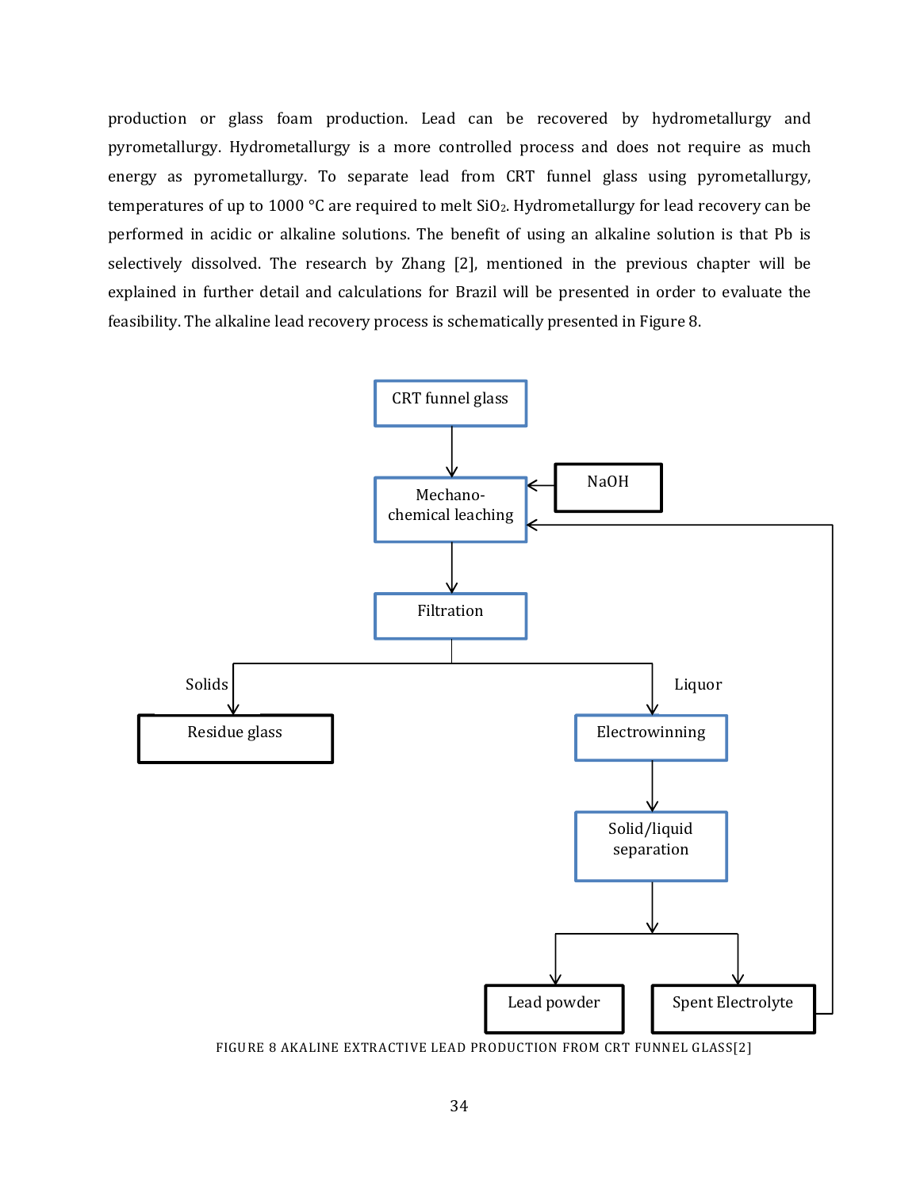production or glass foam production. Lead can be recovered by hydrometallurgy and pyrometallurgy. Hydrometallurgy is a more controlled process and does not require as much energy as pyrometallurgy. To separate lead from CRT funnel glass using pyrometallurgy, temperatures of up to 1000 °C are required to melt $SiO_2$. Hydrometallurgy for lead recovery can be performed in acidic or alkaline solutions. The benefit of using an alkaline solution is that Pb is selectively dissolved. The research by Zhang [2], mentioned in the previous chapter will be explained in further detail and calculations for Brazil will be presented in order to evaluate the feasibility. The alkaline lead recovery process is schematically presented in Figure 8.

CRT funnel glass

NaOH

Mechano-chemical leaching

Filtration

Solids

Liquor

Residue glass

Electrowinning

Solid/liquid separation

Lead powder

Spent Electrolyte

FIGURE 8 AKALINE EXTRACTIVE LEAD PRODUCTION FROM CRT FUNNEL GLASS[2]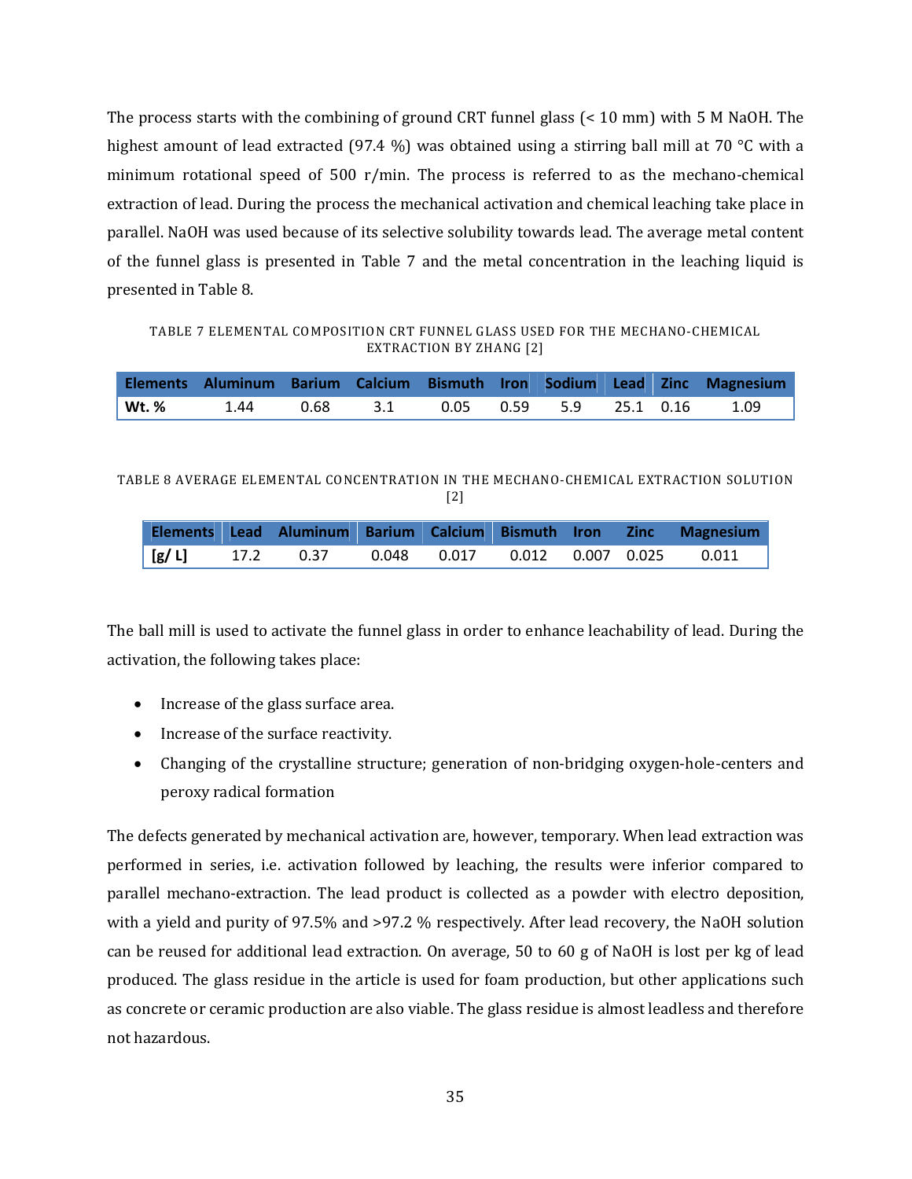The process starts with the combining of ground CRT funnel glass (< 10 mm) with 5 M NaOH. The highest amount of lead extracted (97.4 %) was obtained using a stirring ball mill at 70 °C with a minimum rotational speed of 500 r/min. The process is referred to as the mechano-chemical extraction of lead. During the process the mechanical activation and chemical leaching take place in parallel. NaOH was used because of its selective solubility towards lead. The average metal content of the funnel glass is presented in Table 7 and the metal concentration in the leaching liquid is presented in Table 8.

TABLE 7 ELEMENTAL COMPOSITION CRT FUNNEL GLASS USED FOR THE MECHANO-CHEMICAL EXTRACTION BY ZHANG [2]

| Elements | Aluminum | Barium | Calcium | Bismuth | Iron | Sodium | Lead | Zinc | Magnesium |
|---|---|---|---|---|---|---|---|---|---|
| Wt. % | 1.44 | 0.68 | 3.1 | 0.05 | 0.59 | 5.9 | 25.1 | 0.16 | 1.09 |

TABLE 8 AVERAGE ELEMENTAL CONCENTRATION IN THE MECHANO-CHEMICAL EXTRACTION SOLUTION [2]

| Elements | Lead | Aluminum | Barium | Calcium | Bismuth | Iron | Zinc | Magnesium |
|---|---|---|---|---|---|---|---|---|
| [g/ L] | 17.2 | 0.37 | 0.048 | 0.017 | 0.012 | 0.007 | 0.025 | 0.011 |

The ball mill is used to activate the funnel glass in order to enhance leachability of lead. During the activation, the following takes place:

- Increase of the glass surface area.
- Increase of the surface reactivity.
- Changing of the crystalline structure; generation of non-bridging oxygen-hole-centers and peroxy radical formation

The defects generated by mechanical activation are, however, temporary. When lead extraction was performed in series, i.e. activation followed by leaching, the results were inferior compared to parallel mechano-extraction. The lead product is collected as a powder with electro deposition, with a yield and purity of 97.5% and >97.2 % respectively. After lead recovery, the NaOH solution can be reused for additional lead extraction. On average, 50 to 60 g of NaOH is lost per kg of lead produced. The glass residue in the article is used for foam production, but other applications such as concrete or ceramic production are also viable. The glass residue is almost leadless and therefore not hazardous.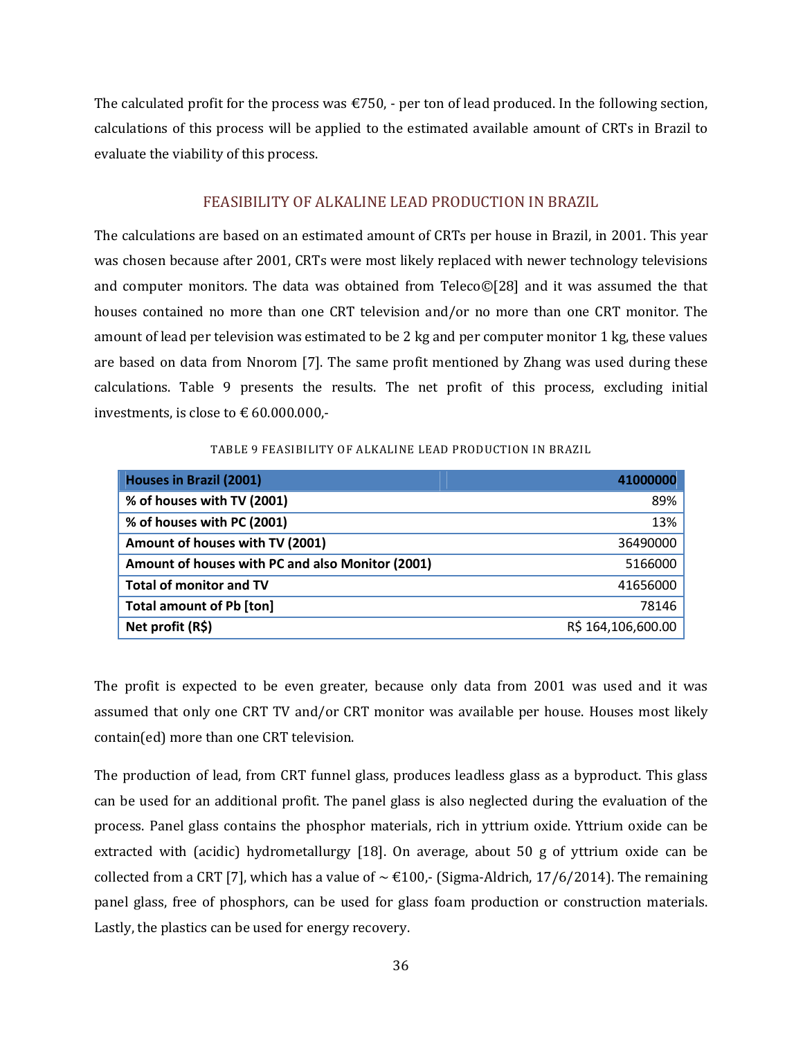The calculated profit for the process was €750, - per ton of lead produced. In the following section, calculations of this process will be applied to the estimated available amount of CRTs in Brazil to evaluate the viability of this process.

## FEASIBILITY OF ALKALINE LEAD PRODUCTION IN BRAZIL

The calculations are based on an estimated amount of CRTs per house in Brazil, in 2001. This year was chosen because after 2001, CRTs were most likely replaced with newer technology televisions and computer monitors. The data was obtained from Teleco©[28] and it was assumed the that houses contained no more than one CRT television and/or no more than one CRT monitor. The amount of lead per television was estimated to be 2 kg and per computer monitor 1 kg, these values are based on data from Nnorom [7]. The same profit mentioned by Zhang was used during these calculations. Table 9 presents the results. The net profit of this process, excluding initial investments, is close to € 60.000.000,-

TABLE 9 FEASIBILITY OF ALKALINE LEAD PRODUCTION IN BRAZIL

| Houses in Brazil (2001) | 41000000 |
|---|---|
| % of houses with TV (2001) | 89% |
| % of houses with PC (2001) | 13% |
| Amount of houses with TV (2001) | 36490000 |
| Amount of houses with PC and also Monitor (2001) | 5166000 |
| Total of monitor and TV | 41656000 |
| Total amount of Pb [ton] | 78146 |
| Net profit (R$) | R$ 164,106,600.00 |

The profit is expected to be even greater, because only data from 2001 was used and it was assumed that only one CRT TV and/or CRT monitor was available per house. Houses most likely contain(ed) more than one CRT television.

The production of lead, from CRT funnel glass, produces leadless glass as a byproduct. This glass can be used for an additional profit. The panel glass is also neglected during the evaluation of the process. Panel glass contains the phosphor materials, rich in yttrium oxide. Yttrium oxide can be extracted with (acidic) hydrometallurgy [18]. On average, about 50 g of yttrium oxide can be collected from a CRT [7], which has a value of ~ €100,- (Sigma-Aldrich, 17/6/2014). The remaining panel glass, free of phosphors, can be used for glass foam production or construction materials. Lastly, the plastics can be used for energy recovery.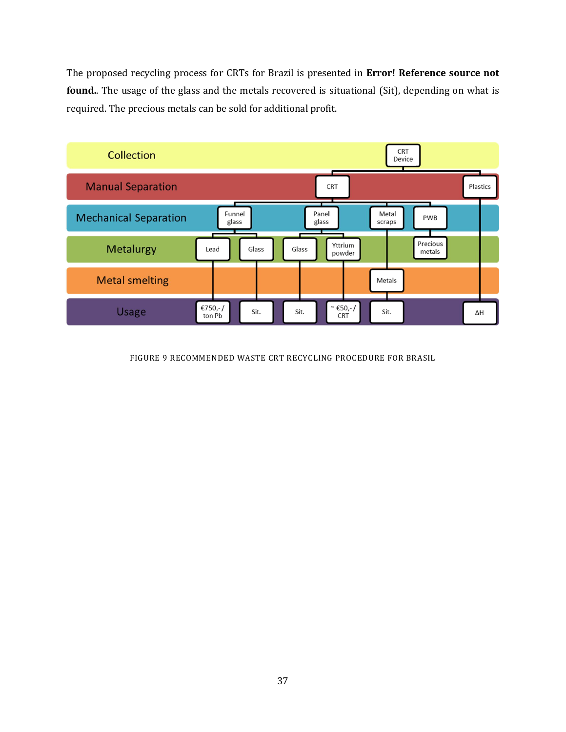The proposed recycling process for CRTs for Brazil is presented in **Error! Reference source not found.**. The usage of the glass and the metals recovered is situational (Sit), depending on what is required. The precious metals can be sold for additional profit.

FIGURE 9 RECOMMENDED WASTE CRT RECYCLING PROCEDURE FOR BRASIL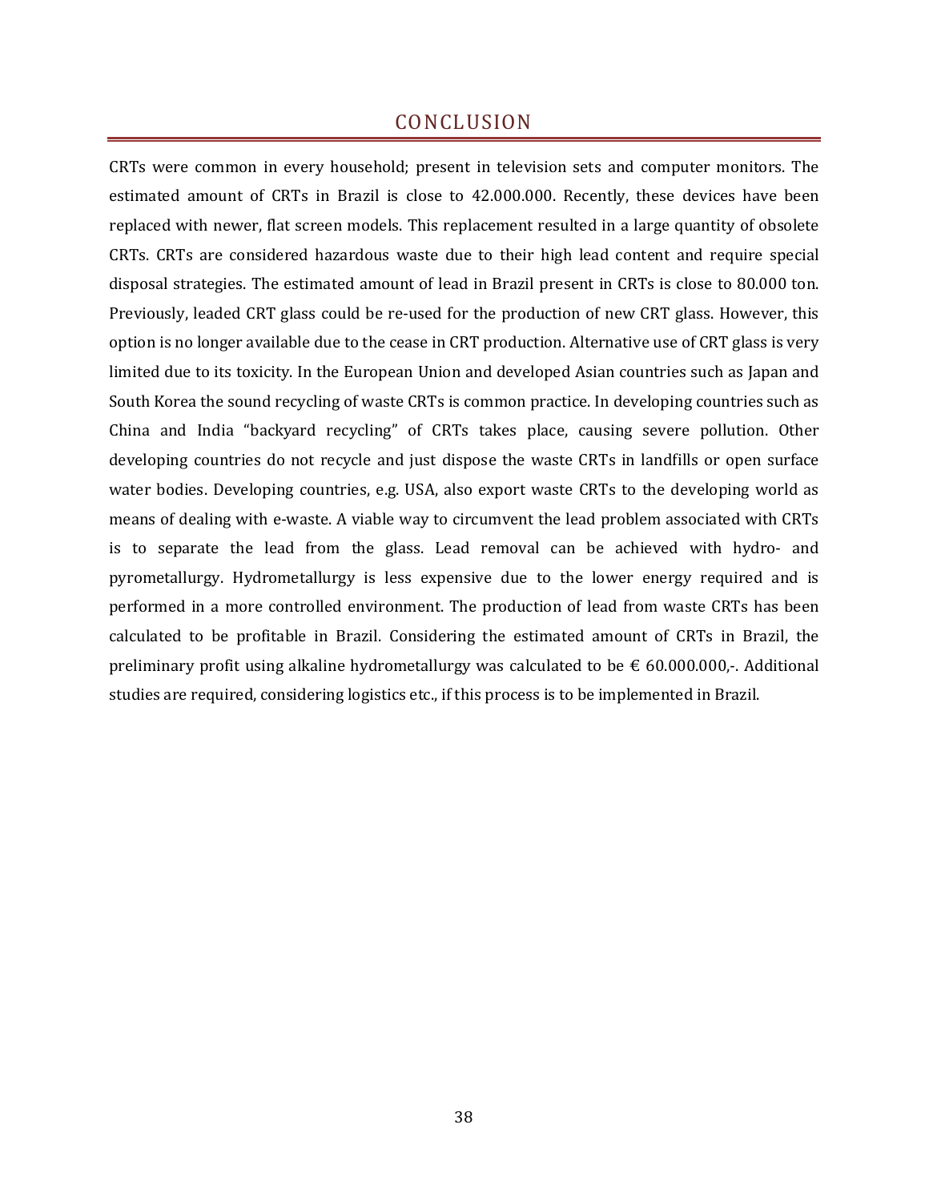# CONCLUSION

CRTs were common in every household; present in television sets and computer monitors. The estimated amount of CRTs in Brazil is close to 42.000.000. Recently, these devices have been replaced with newer, flat screen models. This replacement resulted in a large quantity of obsolete CRTs. CRTs are considered hazardous waste due to their high lead content and require special disposal strategies. The estimated amount of lead in Brazil present in CRTs is close to 80.000 ton. Previously, leaded CRT glass could be re-used for the production of new CRT glass. However, this option is no longer available due to the cease in CRT production. Alternative use of CRT glass is very limited due to its toxicity. In the European Union and developed Asian countries such as Japan and South Korea the sound recycling of waste CRTs is common practice. In developing countries such as China and India "backyard recycling" of CRTs takes place, causing severe pollution. Other developing countries do not recycle and just dispose the waste CRTs in landfills or open surface water bodies. Developing countries, e.g. USA, also export waste CRTs to the developing world as means of dealing with e-waste. A viable way to circumvent the lead problem associated with CRTs is to separate the lead from the glass. Lead removal can be achieved with hydro- and pyrometallurgy. Hydrometallurgy is less expensive due to the lower energy required and is performed in a more controlled environment. The production of lead from waste CRTs has been calculated to be profitable in Brazil. Considering the estimated amount of CRTs in Brazil, the preliminary profit using alkaline hydrometallurgy was calculated to be € 60.000.000,-. Additional studies are required, considering logistics etc., if this process is to be implemented in Brazil.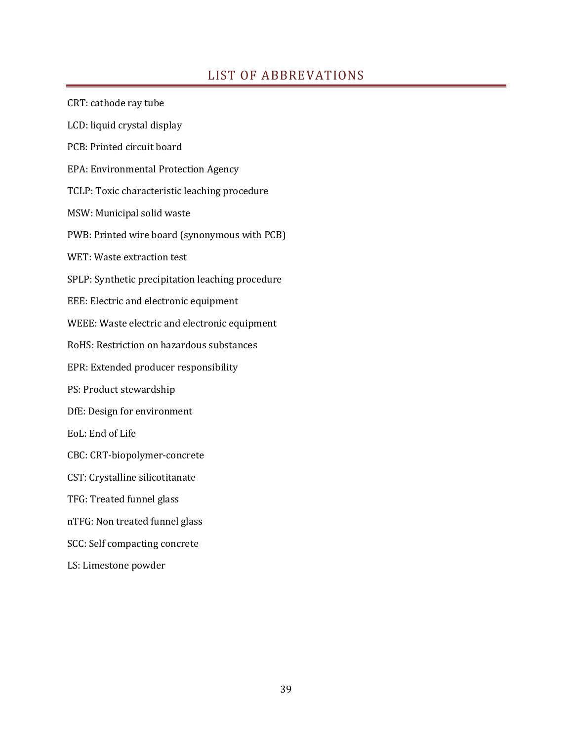## LIST OF ABBREVATIONS

CRT: cathode ray tube

LCD: liquid crystal display

PCB: Printed circuit board

EPA: Environmental Protection Agency

TCLP: Toxic characteristic leaching procedure

MSW: Municipal solid waste

PWB: Printed wire board (synonymous with PCB)

WET: Waste extraction test

SPLP: Synthetic precipitation leaching procedure

EEE: Electric and electronic equipment

WEEE: Waste electric and electronic equipment

RoHS: Restriction on hazardous substances

EPR: Extended producer responsibility

PS: Product stewardship

DfE: Design for environment

EoL: End of Life

CBC: CRT-biopolymer-concrete

CST: Crystalline silicotitanate

TFG: Treated funnel glass

nTFG: Non treated funnel glass

SCC: Self compacting concrete

LS: Limestone powder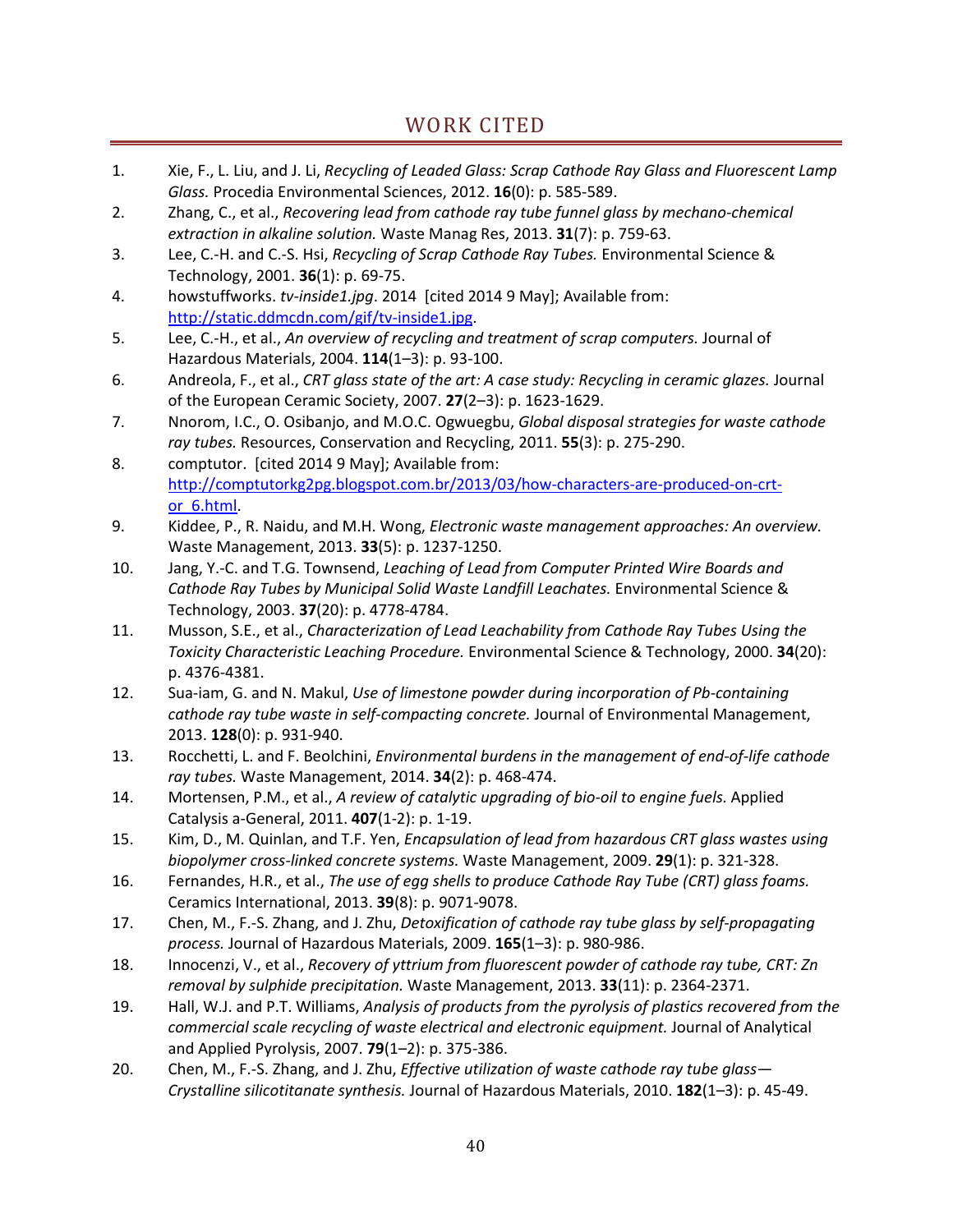## WORK CITED

1. Xie, F., L. Liu, and J. Li, *Recycling of Leaded Glass: Scrap Cathode Ray Glass and Fluorescent Lamp Glass.* Procedia Environmental Sciences, 2012. **16**(0): p. 585-589.
2. Zhang, C., et al., *Recovering lead from cathode ray tube funnel glass by mechano-chemical extraction in alkaline solution.* Waste Manag Res, 2013. **31**(7): p. 759-63.
3. Lee, C.-H. and C.-S. Hsi, *Recycling of Scrap Cathode Ray Tubes.* Environmental Science & Technology, 2001. **36**(1): p. 69-75.
4. howstuffworks. *tv-inside1.jpg*. 2014 [cited 2014 9 May]; Available from: [http://static.ddmcdn.com/gif/tv-inside1.jpg](http://static.ddmcdn.com/gif/tv-inside1.jpg).
5. Lee, C.-H., et al., *An overview of recycling and treatment of scrap computers.* Journal of Hazardous Materials, 2004. **114**(1–3): p. 93-100.
6. Andreola, F., et al., *CRT glass state of the art: A case study: Recycling in ceramic glazes.* Journal of the European Ceramic Society, 2007. **27**(2–3): p. 1623-1629.
7. Nnorom, I.C., O. Osibanjo, and M.O.C. Ogwuegbu, *Global disposal strategies for waste cathode ray tubes.* Resources, Conservation and Recycling, 2011. **55**(3): p. 275-290.
8. comptutor. [cited 2014 9 May]; Available from: [http://comptutorkg2pg.blogspot.com.br/2013/03/how-characters-are-produced-on-crt-or_6.html](http://comptutorkg2pg.blogspot.com.br/2013/03/how-characters-are-produced-on-crt-or_6.html).
9. Kiddee, P., R. Naidu, and M.H. Wong, *Electronic waste management approaches: An overview.* Waste Management, 2013. **33**(5): p. 1237-1250.
10. Jang, Y.-C. and T.G. Townsend, *Leaching of Lead from Computer Printed Wire Boards and Cathode Ray Tubes by Municipal Solid Waste Landfill Leachates.* Environmental Science & Technology, 2003. **37**(20): p. 4778-4784.
11. Musson, S.E., et al., *Characterization of Lead Leachability from Cathode Ray Tubes Using the Toxicity Characteristic Leaching Procedure.* Environmental Science & Technology, 2000. **34**(20): p. 4376-4381.
12. Sua-iam, G. and N. Makul, *Use of limestone powder during incorporation of Pb-containing cathode ray tube waste in self-compacting concrete.* Journal of Environmental Management, 2013. **128**(0): p. 931-940.
13. Rocchetti, L. and F. Beolchini, *Environmental burdens in the management of end-of-life cathode ray tubes.* Waste Management, 2014. **34**(2): p. 468-474.
14. Mortensen, P.M., et al., *A review of catalytic upgrading of bio-oil to engine fuels.* Applied Catalysis a-General, 2011. **407**(1-2): p. 1-19.
15. Kim, D., M. Quinlan, and T.F. Yen, *Encapsulation of lead from hazardous CRT glass wastes using biopolymer cross-linked concrete systems.* Waste Management, 2009. **29**(1): p. 321-328.
16. Fernandes, H.R., et al., *The use of egg shells to produce Cathode Ray Tube (CRT) glass foams.* Ceramics International, 2013. **39**(8): p. 9071-9078.
17. Chen, M., F.-S. Zhang, and J. Zhu, *Detoxification of cathode ray tube glass by self-propagating process.* Journal of Hazardous Materials, 2009. **165**(1–3): p. 980-986.
18. Innocenzi, V., et al., *Recovery of yttrium from fluorescent powder of cathode ray tube, CRT: Zn removal by sulphide precipitation.* Waste Management, 2013. **33**(11): p. 2364-2371.
19. Hall, W.J. and P.T. Williams, *Analysis of products from the pyrolysis of plastics recovered from the commercial scale recycling of waste electrical and electronic equipment.* Journal of Analytical and Applied Pyrolysis, 2007. **79**(1–2): p. 375-386.
20. Chen, M., F.-S. Zhang, and J. Zhu, *Effective utilization of waste cathode ray tube glass—Crystalline silicotitanate synthesis.* Journal of Hazardous Materials, 2010. **182**(1–3): p. 45-49.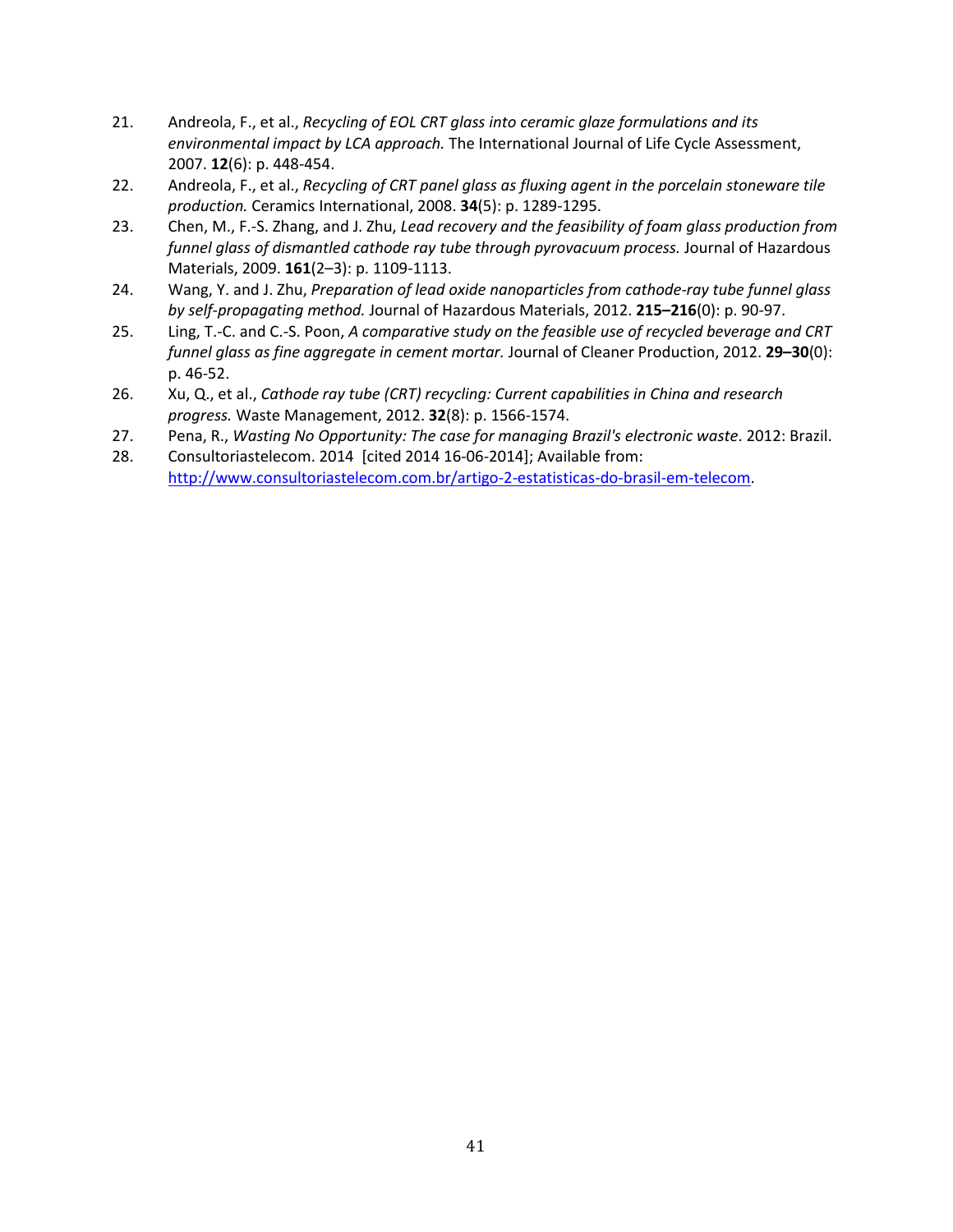21. Andreola, F., et al., *Recycling of EOL CRT glass into ceramic glaze formulations and its environmental impact by LCA approach.* The International Journal of Life Cycle Assessment, 2007. **12**(6): p. 448-454.
22. Andreola, F., et al., *Recycling of CRT panel glass as fluxing agent in the porcelain stoneware tile production.* Ceramics International, 2008. **34**(5): p. 1289-1295.
23. Chen, M., F.-S. Zhang, and J. Zhu, *Lead recovery and the feasibility of foam glass production from funnel glass of dismantled cathode ray tube through pyrovacuum process.* Journal of Hazardous Materials, 2009. **161**(2–3): p. 1109-1113.
24. Wang, Y. and J. Zhu, *Preparation of lead oxide nanoparticles from cathode-ray tube funnel glass by self-propagating method.* Journal of Hazardous Materials, 2012. **215–216**(0): p. 90-97.
25. Ling, T.-C. and C.-S. Poon, *A comparative study on the feasible use of recycled beverage and CRT funnel glass as fine aggregate in cement mortar.* Journal of Cleaner Production, 2012. **29–30**(0): p. 46-52.
26. Xu, Q., et al., *Cathode ray tube (CRT) recycling: Current capabilities in China and research progress.* Waste Management, 2012. **32**(8): p. 1566-1574.
27. Pena, R., *Wasting No Opportunity: The case for managing Brazil's electronic waste*. 2012: Brazil.
28. Consultoriastelecom. 2014 [cited 2014 16-06-2014]; Available from: http://www.consultoriastelecom.com.br/artigo-2-estatisticas-do-brasil-em-telecom.